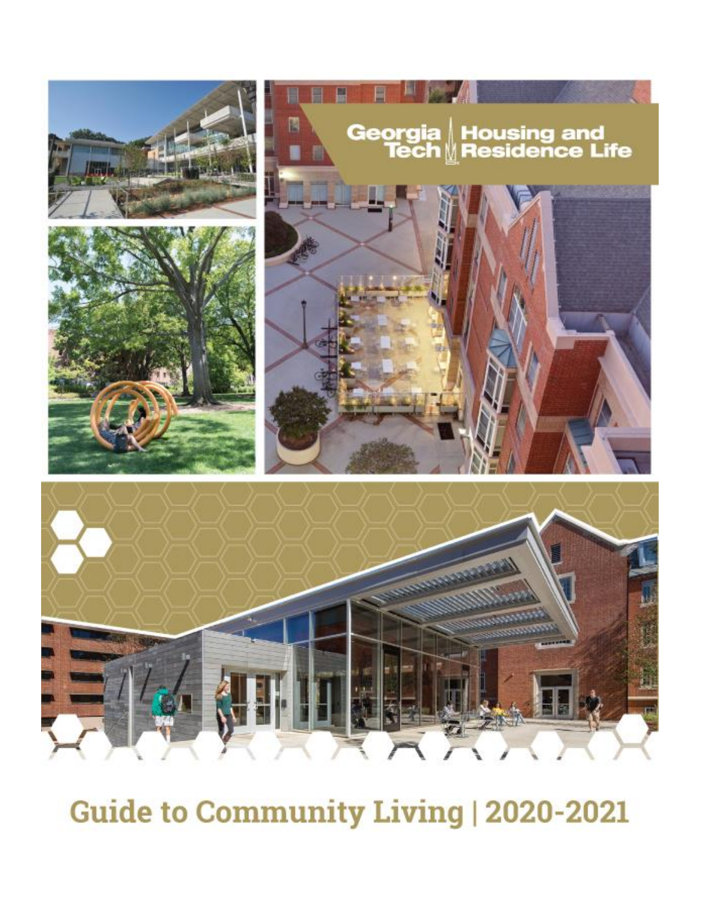Georgia Tech Housing and Residence Life

# Guide to Community Living | 2020-2021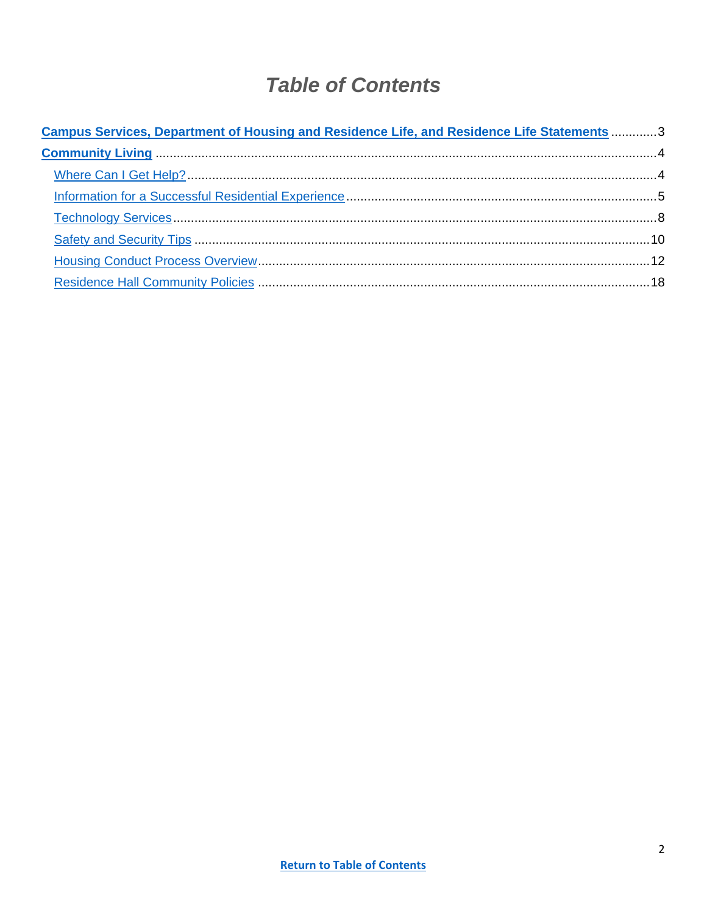# *Table of Contents*

**Campus Services, Department of Housing and Residence Life, and Residence Life Statements** ............. 3

**Community Living** ............................................................................................................................. 4

- Where Can I Get Help? ................................................................................................................... 4
- Information for a Successful Residential Experience ....................................................................... 5
- Technology Services ........................................................................................................................ 8
- Safety and Security Tips ................................................................................................................ 10
- Housing Conduct Process Overview .............................................................................................. 12
- Residence Hall Community Policies .............................................................................................. 18

**Return to Table of Contents**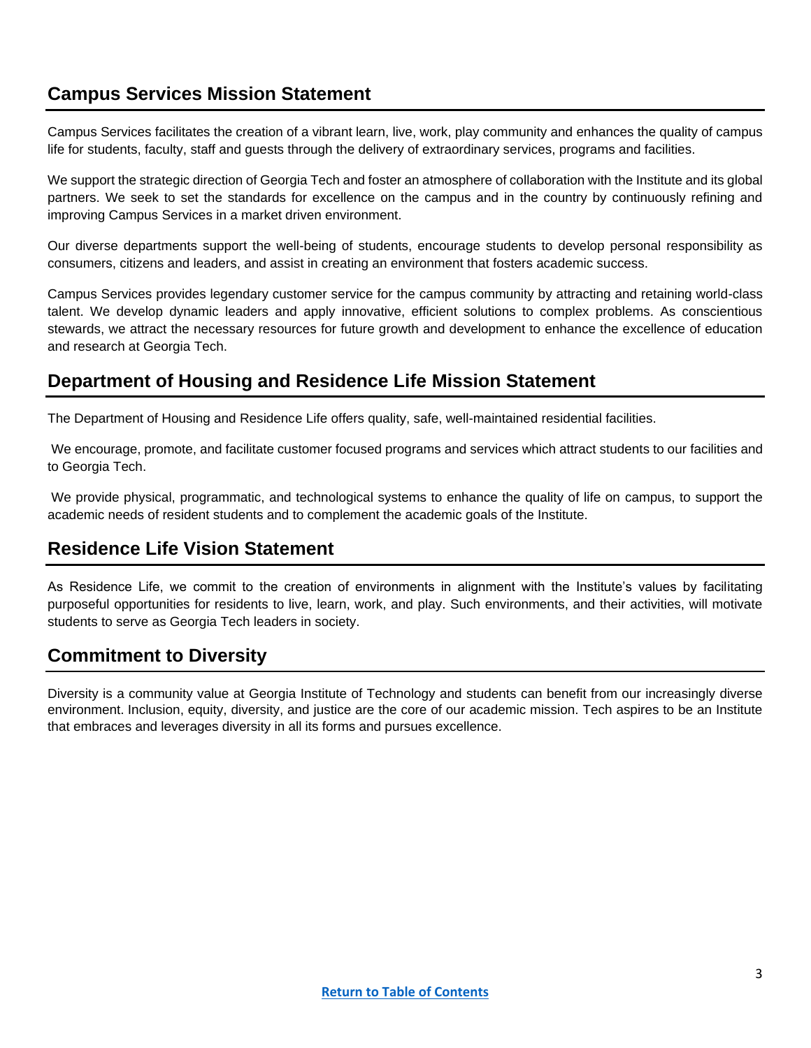## Campus Services Mission Statement

Campus Services facilitates the creation of a vibrant learn, live, work, play community and enhances the quality of campus life for students, faculty, staff and guests through the delivery of extraordinary services, programs and facilities.

We support the strategic direction of Georgia Tech and foster an atmosphere of collaboration with the Institute and its global partners. We seek to set the standards for excellence on the campus and in the country by continuously refining and improving Campus Services in a market driven environment.

Our diverse departments support the well-being of students, encourage students to develop personal responsibility as consumers, citizens and leaders, and assist in creating an environment that fosters academic success.

Campus Services provides legendary customer service for the campus community by attracting and retaining world-class talent. We develop dynamic leaders and apply innovative, efficient solutions to complex problems. As conscientious stewards, we attract the necessary resources for future growth and development to enhance the excellence of education and research at Georgia Tech.

## Department of Housing and Residence Life Mission Statement

The Department of Housing and Residence Life offers quality, safe, well-maintained residential facilities.

We encourage, promote, and facilitate customer focused programs and services which attract students to our facilities and to Georgia Tech.

We provide physical, programmatic, and technological systems to enhance the quality of life on campus, to support the academic needs of resident students and to complement the academic goals of the Institute.

## Residence Life Vision Statement

As Residence Life, we commit to the creation of environments in alignment with the Institute's values by facilitating purposeful opportunities for residents to live, learn, work, and play. Such environments, and their activities, will motivate students to serve as Georgia Tech leaders in society.

## Commitment to Diversity

Diversity is a community value at Georgia Institute of Technology and students can benefit from our increasingly diverse environment. Inclusion, equity, diversity, and justice are the core of our academic mission. Tech aspires to be an Institute that embraces and leverages diversity in all its forms and pursues excellence.

Return to Table of Contents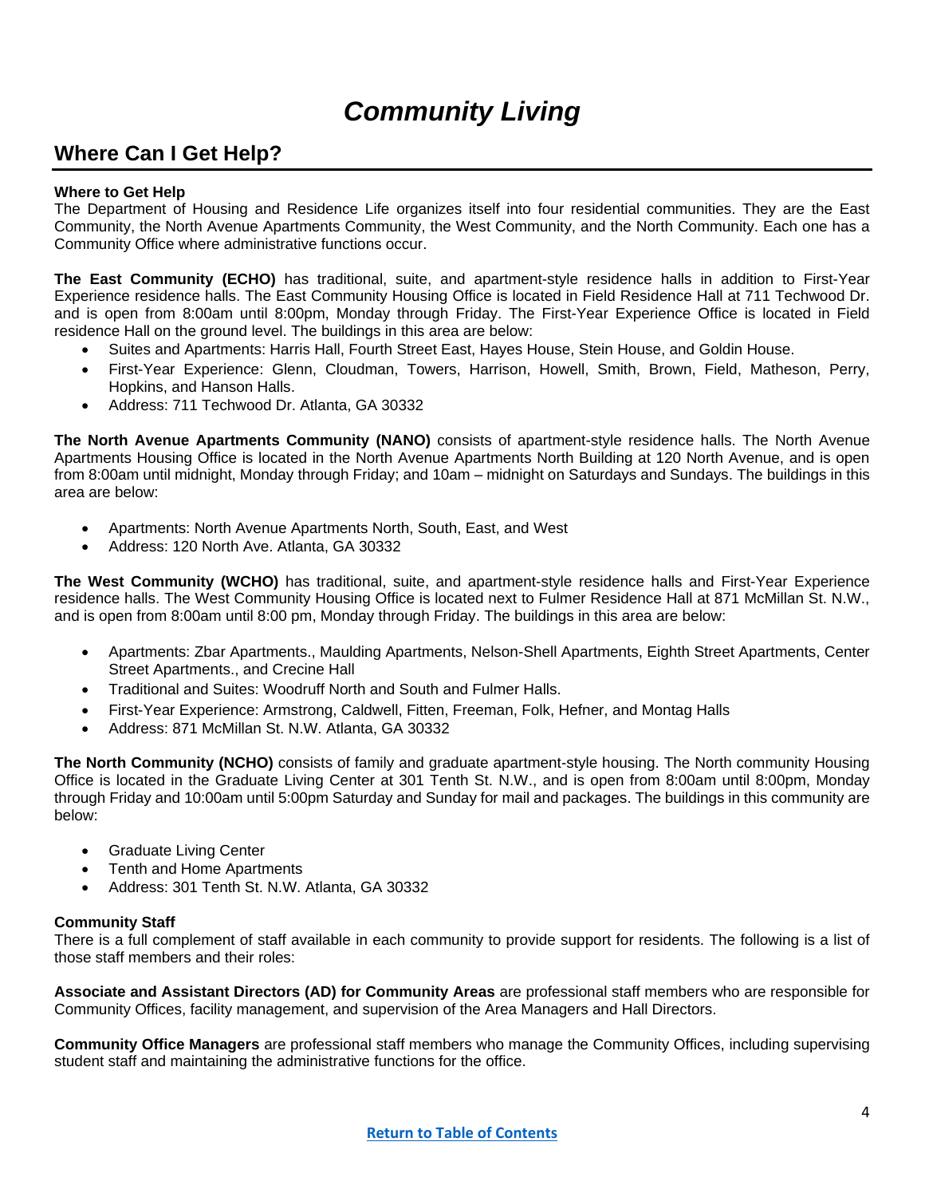# *Community Living*

## Where Can I Get Help?

**Where to Get Help**

The Department of Housing and Residence Life organizes itself into four residential communities. They are the East Community, the North Avenue Apartments Community, the West Community, and the North Community. Each one has a Community Office where administrative functions occur.

**The East Community (ECHO)** has traditional, suite, and apartment-style residence halls in addition to First-Year Experience residence halls. The East Community Housing Office is located in Field Residence Hall at 711 Techwood Dr. and is open from 8:00am until 8:00pm, Monday through Friday. The First-Year Experience Office is located in Field residence Hall on the ground level. The buildings in this area are below:

- Suites and Apartments: Harris Hall, Fourth Street East, Hayes House, Stein House, and Goldin House.
- First-Year Experience: Glenn, Cloudman, Towers, Harrison, Howell, Smith, Brown, Field, Matheson, Perry, Hopkins, and Hanson Halls.
- Address: 711 Techwood Dr. Atlanta, GA 30332

**The North Avenue Apartments Community (NANO)** consists of apartment-style residence halls. The North Avenue Apartments Housing Office is located in the North Avenue Apartments North Building at 120 North Avenue, and is open from 8:00am until midnight, Monday through Friday; and 10am – midnight on Saturdays and Sundays. The buildings in this area are below:

- Apartments: North Avenue Apartments North, South, East, and West
- Address: 120 North Ave. Atlanta, GA 30332

**The West Community (WCHO)** has traditional, suite, and apartment-style residence halls and First-Year Experience residence halls. The West Community Housing Office is located next to Fulmer Residence Hall at 871 McMillan St. N.W., and is open from 8:00am until 8:00 pm, Monday through Friday. The buildings in this area are below:

- Apartments: Zbar Apartments., Maulding Apartments, Nelson-Shell Apartments, Eighth Street Apartments, Center Street Apartments., and Crecine Hall
- Traditional and Suites: Woodruff North and South and Fulmer Halls.
- First-Year Experience: Armstrong, Caldwell, Fitten, Freeman, Folk, Hefner, and Montag Halls
- Address: 871 McMillan St. N.W. Atlanta, GA 30332

**The North Community (NCHO)** consists of family and graduate apartment-style housing. The North community Housing Office is located in the Graduate Living Center at 301 Tenth St. N.W., and is open from 8:00am until 8:00pm, Monday through Friday and 10:00am until 5:00pm Saturday and Sunday for mail and packages. The buildings in this community are below:

- Graduate Living Center
- Tenth and Home Apartments
- Address: 301 Tenth St. N.W. Atlanta, GA 30332

**Community Staff**

There is a full complement of staff available in each community to provide support for residents. The following is a list of those staff members and their roles:

**Associate and Assistant Directors (AD) for Community Areas** are professional staff members who are responsible for Community Offices, facility management, and supervision of the Area Managers and Hall Directors.

**Community Office Managers** are professional staff members who manage the Community Offices, including supervising student staff and maintaining the administrative functions for the office.

Return to Table of Contents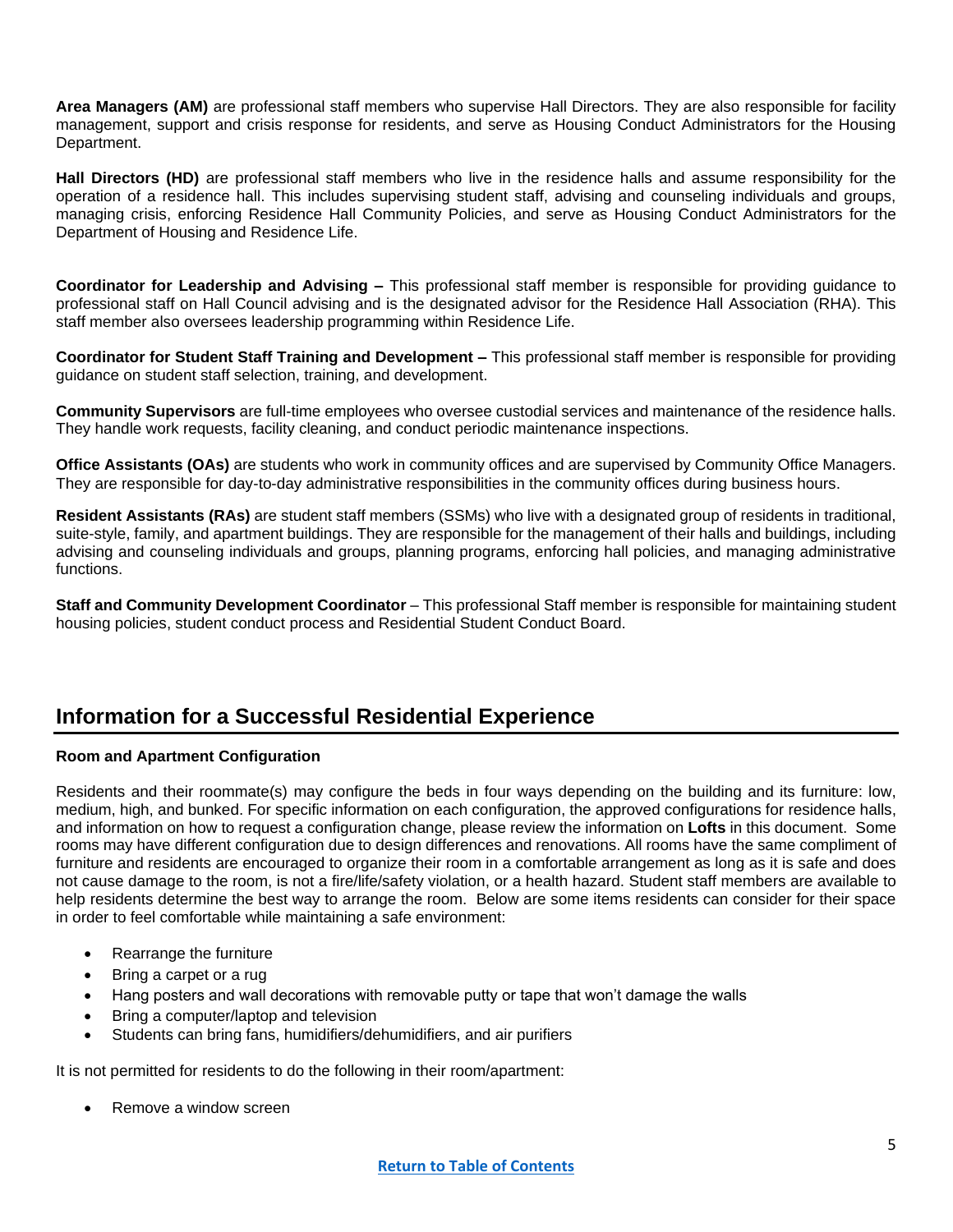**Area Managers (AM)** are professional staff members who supervise Hall Directors. They are also responsible for facility management, support and crisis response for residents, and serve as Housing Conduct Administrators for the Housing Department.

**Hall Directors (HD)** are professional staff members who live in the residence halls and assume responsibility for the operation of a residence hall. This includes supervising student staff, advising and counseling individuals and groups, managing crisis, enforcing Residence Hall Community Policies, and serve as Housing Conduct Administrators for the Department of Housing and Residence Life.

**Coordinator for Leadership and Advising –** This professional staff member is responsible for providing guidance to professional staff on Hall Council advising and is the designated advisor for the Residence Hall Association (RHA). This staff member also oversees leadership programming within Residence Life.

**Coordinator for Student Staff Training and Development –** This professional staff member is responsible for providing guidance on student staff selection, training, and development.

**Community Supervisors** are full-time employees who oversee custodial services and maintenance of the residence halls. They handle work requests, facility cleaning, and conduct periodic maintenance inspections.

**Office Assistants (OAs)** are students who work in community offices and are supervised by Community Office Managers. They are responsible for day-to-day administrative responsibilities in the community offices during business hours.

**Resident Assistants (RAs)** are student staff members (SSMs) who live with a designated group of residents in traditional, suite-style, family, and apartment buildings. They are responsible for the management of their halls and buildings, including advising and counseling individuals and groups, planning programs, enforcing hall policies, and managing administrative functions.

**Staff and Community Development Coordinator** – This professional Staff member is responsible for maintaining student housing policies, student conduct process and Residential Student Conduct Board.

## Information for a Successful Residential Experience

**Room and Apartment Configuration**

Residents and their roommate(s) may configure the beds in four ways depending on the building and its furniture: low, medium, high, and bunked. For specific information on each configuration, the approved configurations for residence halls, and information on how to request a configuration change, please review the information on **Lofts** in this document. Some rooms may have different configuration due to design differences and renovations. All rooms have the same compliment of furniture and residents are encouraged to organize their room in a comfortable arrangement as long as it is safe and does not cause damage to the room, is not a fire/life/safety violation, or a health hazard. Student staff members are available to help residents determine the best way to arrange the room. Below are some items residents can consider for their space in order to feel comfortable while maintaining a safe environment:

- Rearrange the furniture
- Bring a carpet or a rug
- Hang posters and wall decorations with removable putty or tape that won't damage the walls
- Bring a computer/laptop and television
- Students can bring fans, humidifiers/dehumidifiers, and air purifiers

It is not permitted for residents to do the following in their room/apartment:

- Remove a window screen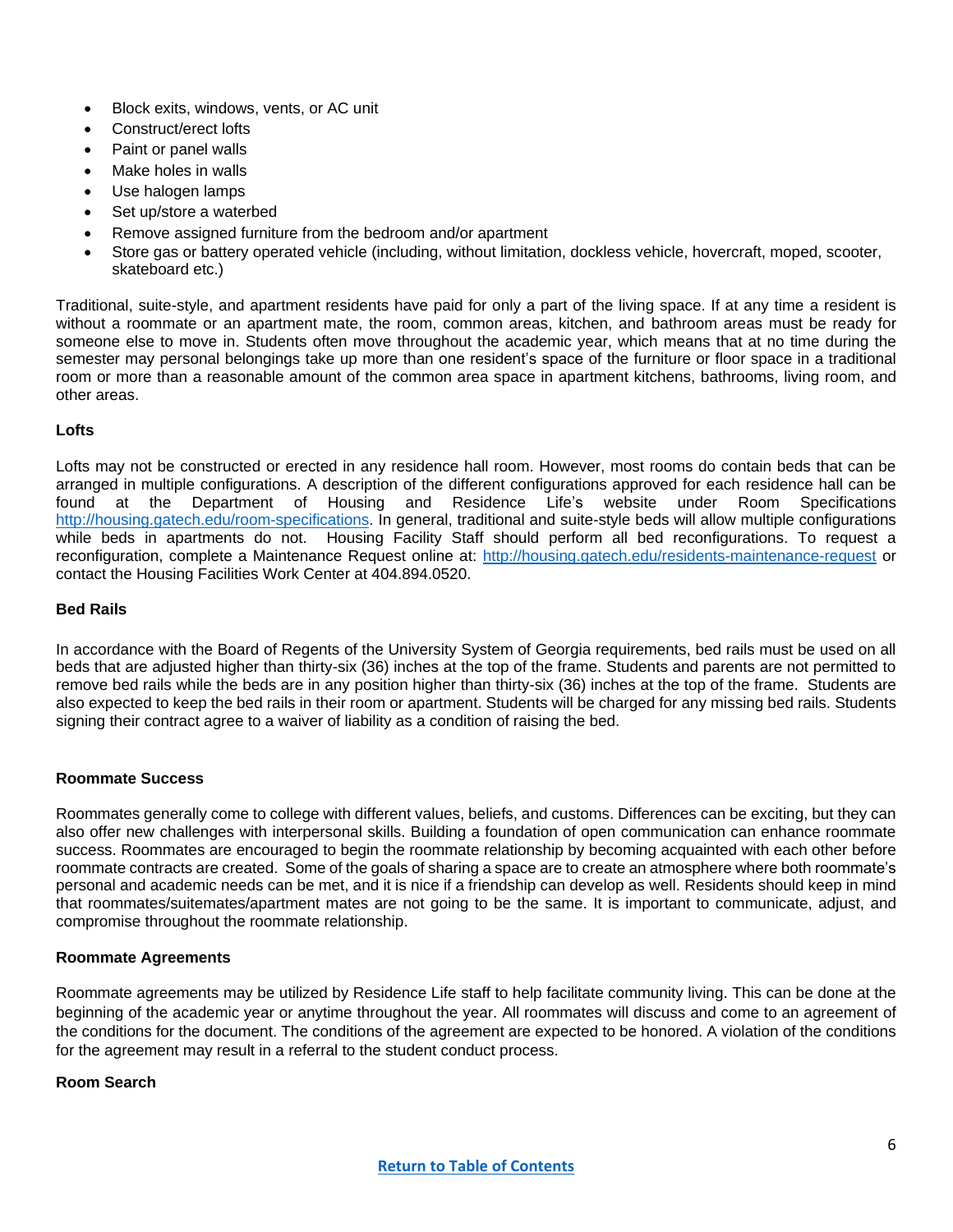- Block exits, windows, vents, or AC unit
- Construct/erect lofts
- Paint or panel walls
- Make holes in walls
- Use halogen lamps
- Set up/store a waterbed
- Remove assigned furniture from the bedroom and/or apartment
- Store gas or battery operated vehicle (including, without limitation, dockless vehicle, hovercraft, moped, scooter, skateboard etc.)

Traditional, suite-style, and apartment residents have paid for only a part of the living space. If at any time a resident is without a roommate or an apartment mate, the room, common areas, kitchen, and bathroom areas must be ready for someone else to move in. Students often move throughout the academic year, which means that at no time during the semester may personal belongings take up more than one resident's space of the furniture or floor space in a traditional room or more than a reasonable amount of the common area space in apartment kitchens, bathrooms, living room, and other areas.

**Lofts**

Lofts may not be constructed or erected in any residence hall room. However, most rooms do contain beds that can be arranged in multiple configurations. A description of the different configurations approved for each residence hall can be found at the Department of Housing and Residence Life's website under Room Specifications http://housing.gatech.edu/room-specifications. In general, traditional and suite-style beds will allow multiple configurations while beds in apartments do not. Housing Facility Staff should perform all bed reconfigurations. To request a reconfiguration, complete a Maintenance Request online at: http://housing.gatech.edu/residents-maintenance-request or contact the Housing Facilities Work Center at 404.894.0520.

**Bed Rails**

In accordance with the Board of Regents of the University System of Georgia requirements, bed rails must be used on all beds that are adjusted higher than thirty-six (36) inches at the top of the frame. Students and parents are not permitted to remove bed rails while the beds are in any position higher than thirty-six (36) inches at the top of the frame. Students are also expected to keep the bed rails in their room or apartment. Students will be charged for any missing bed rails. Students signing their contract agree to a waiver of liability as a condition of raising the bed.

**Roommate Success**

Roommates generally come to college with different values, beliefs, and customs. Differences can be exciting, but they can also offer new challenges with interpersonal skills. Building a foundation of open communication can enhance roommate success. Roommates are encouraged to begin the roommate relationship by becoming acquainted with each other before roommate contracts are created. Some of the goals of sharing a space are to create an atmosphere where both roommate's personal and academic needs can be met, and it is nice if a friendship can develop as well. Residents should keep in mind that roommates/suitemates/apartment mates are not going to be the same. It is important to communicate, adjust, and compromise throughout the roommate relationship.

**Roommate Agreements**

Roommate agreements may be utilized by Residence Life staff to help facilitate community living. This can be done at the beginning of the academic year or anytime throughout the year. All roommates will discuss and come to an agreement of the conditions for the document. The conditions of the agreement are expected to be honored. A violation of the conditions for the agreement may result in a referral to the student conduct process.

**Room Search**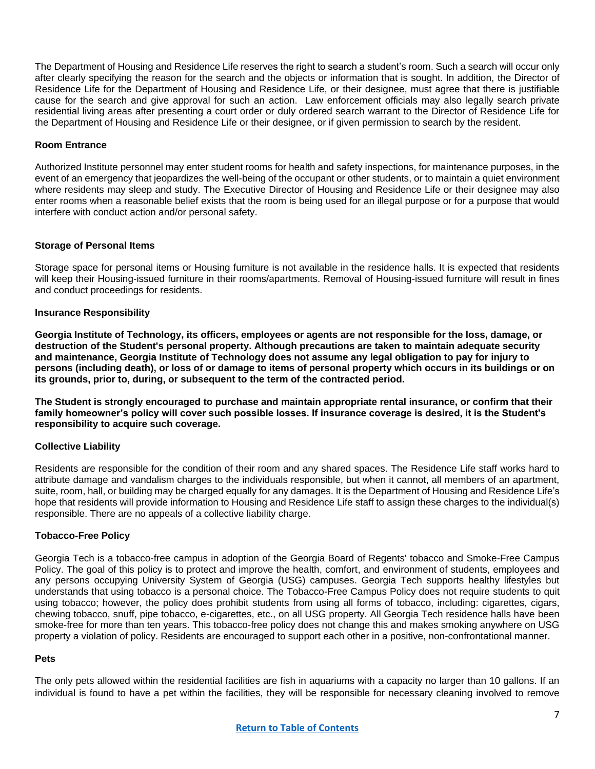The Department of Housing and Residence Life reserves the right to search a student's room. Such a search will occur only after clearly specifying the reason for the search and the objects or information that is sought. In addition, the Director of Residence Life for the Department of Housing and Residence Life, or their designee, must agree that there is justifiable cause for the search and give approval for such an action. Law enforcement officials may also legally search private residential living areas after presenting a court order or duly ordered search warrant to the Director of Residence Life for the Department of Housing and Residence Life or their designee, or if given permission to search by the resident.

**Room Entrance**

Authorized Institute personnel may enter student rooms for health and safety inspections, for maintenance purposes, in the event of an emergency that jeopardizes the well-being of the occupant or other students, or to maintain a quiet environment where residents may sleep and study. The Executive Director of Housing and Residence Life or their designee may also enter rooms when a reasonable belief exists that the room is being used for an illegal purpose or for a purpose that would interfere with conduct action and/or personal safety.

**Storage of Personal Items**

Storage space for personal items or Housing furniture is not available in the residence halls. It is expected that residents will keep their Housing-issued furniture in their rooms/apartments. Removal of Housing-issued furniture will result in fines and conduct proceedings for residents.

**Insurance Responsibility**

**Georgia Institute of Technology, its officers, employees or agents are not responsible for the loss, damage, or destruction of the Student's personal property. Although precautions are taken to maintain adequate security and maintenance, Georgia Institute of Technology does not assume any legal obligation to pay for injury to persons (including death), or loss of or damage to items of personal property which occurs in its buildings or on its grounds, prior to, during, or subsequent to the term of the contracted period.**

**The Student is strongly encouraged to purchase and maintain appropriate rental insurance, or confirm that their family homeowner's policy will cover such possible losses. If insurance coverage is desired, it is the Student's responsibility to acquire such coverage.**

**Collective Liability**

Residents are responsible for the condition of their room and any shared spaces. The Residence Life staff works hard to attribute damage and vandalism charges to the individuals responsible, but when it cannot, all members of an apartment, suite, room, hall, or building may be charged equally for any damages. It is the Department of Housing and Residence Life's hope that residents will provide information to Housing and Residence Life staff to assign these charges to the individual(s) responsible. There are no appeals of a collective liability charge.

**Tobacco-Free Policy**

Georgia Tech is a tobacco-free campus in adoption of the Georgia Board of Regents' tobacco and Smoke-Free Campus Policy. The goal of this policy is to protect and improve the health, comfort, and environment of students, employees and any persons occupying University System of Georgia (USG) campuses. Georgia Tech supports healthy lifestyles but understands that using tobacco is a personal choice. The Tobacco-Free Campus Policy does not require students to quit using tobacco; however, the policy does prohibit students from using all forms of tobacco, including: cigarettes, cigars, chewing tobacco, snuff, pipe tobacco, e-cigarettes, etc., on all USG property. All Georgia Tech residence halls have been smoke-free for more than ten years. This tobacco-free policy does not change this and makes smoking anywhere on USG property a violation of policy. Residents are encouraged to support each other in a positive, non-confrontational manner.

**Pets**

The only pets allowed within the residential facilities are fish in aquariums with a capacity no larger than 10 gallons. If an individual is found to have a pet within the facilities, they will be responsible for necessary cleaning involved to remove

[Return to Table of Contents]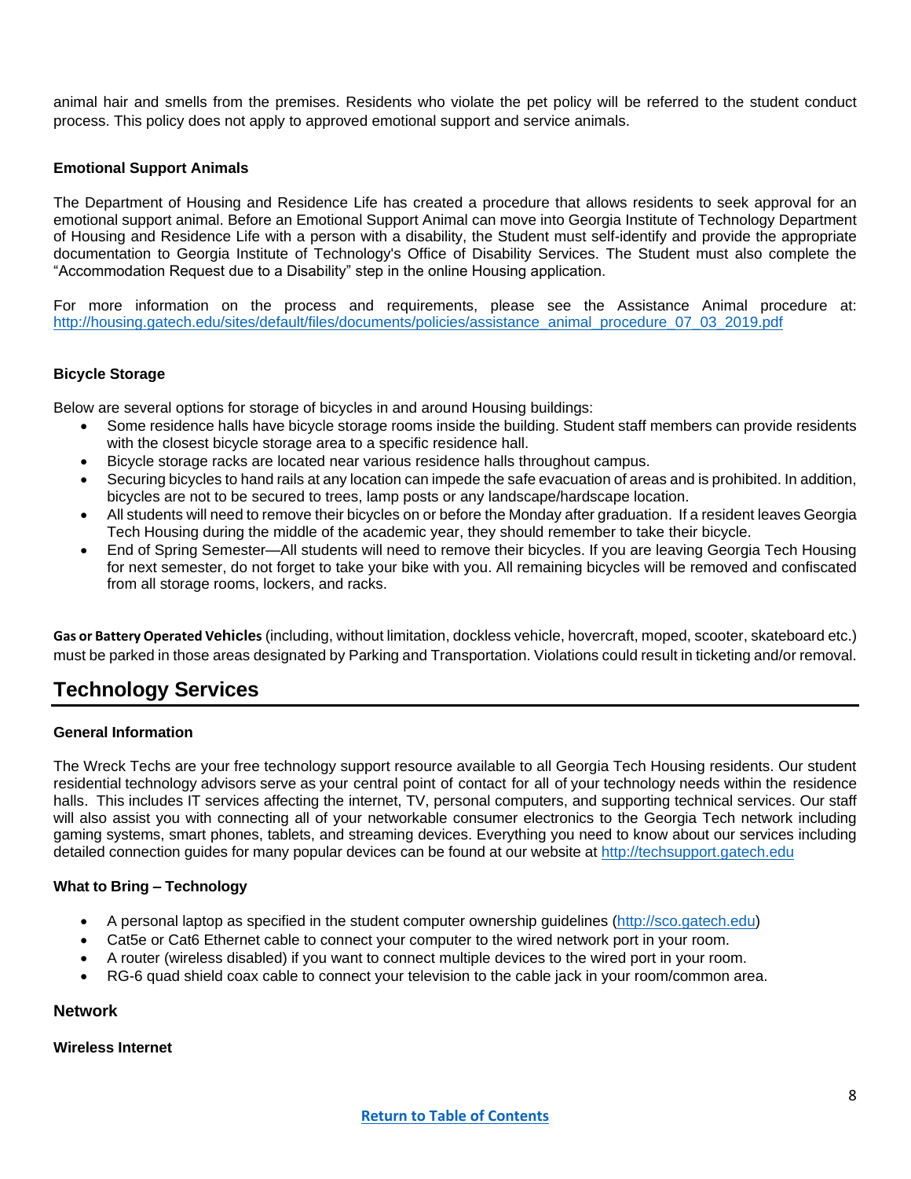animal hair and smells from the premises. Residents who violate the pet policy will be referred to the student conduct process. This policy does not apply to approved emotional support and service animals.

**Emotional Support Animals**

The Department of Housing and Residence Life has created a procedure that allows residents to seek approval for an emotional support animal. Before an Emotional Support Animal can move into Georgia Institute of Technology Department of Housing and Residence Life with a person with a disability, the Student must self-identify and provide the appropriate documentation to Georgia Institute of Technology's Office of Disability Services. The Student must also complete the "Accommodation Request due to a Disability" step in the online Housing application.

For more information on the process and requirements, please see the Assistance Animal procedure at: [http://housing.gatech.edu/sites/default/files/documents/policies/assistance_animal_procedure_07_03_2019.pdf](http://housing.gatech.edu/sites/default/files/documents/policies/assistance_animal_procedure_07_03_2019.pdf)

**Bicycle Storage**

Below are several options for storage of bicycles in and around Housing buildings:

- Some residence halls have bicycle storage rooms inside the building. Student staff members can provide residents with the closest bicycle storage area to a specific residence hall.
- Bicycle storage racks are located near various residence halls throughout campus.
- Securing bicycles to hand rails at any location can impede the safe evacuation of areas and is prohibited. In addition, bicycles are not to be secured to trees, lamp posts or any landscape/hardscape location.
- All students will need to remove their bicycles on or before the Monday after graduation. If a resident leaves Georgia Tech Housing during the middle of the academic year, they should remember to take their bicycle.
- End of Spring Semester—All students will need to remove their bicycles. If you are leaving Georgia Tech Housing for next semester, do not forget to take your bike with you. All remaining bicycles will be removed and confiscated from all storage rooms, lockers, and racks.

**Gas or Battery Operated Vehicles** (including, without limitation, dockless vehicle, hovercraft, moped, scooter, skateboard etc.) must be parked in those areas designated by Parking and Transportation. Violations could result in ticketing and/or removal.

## Technology Services

**General Information**

The Wreck Techs are your free technology support resource available to all Georgia Tech Housing residents. Our student residential technology advisors serve as your central point of contact for all of your technology needs within the residence halls. This includes IT services affecting the internet, TV, personal computers, and supporting technical services. Our staff will also assist you with connecting all of your networkable consumer electronics to the Georgia Tech network including gaming systems, smart phones, tablets, and streaming devices. Everything you need to know about our services including detailed connection guides for many popular devices can be found at our website at [http://techsupport.gatech.edu](http://techsupport.gatech.edu)

**What to Bring – Technology**

- A personal laptop as specified in the student computer ownership guidelines ([http://sco.gatech.edu](http://sco.gatech.edu))
- Cat5e or Cat6 Ethernet cable to connect your computer to the wired network port in your room.
- A router (wireless disabled) if you want to connect multiple devices to the wired port in your room.
- RG-6 quad shield coax cable to connect your television to the cable jack in your room/common area.

### Network

**Wireless Internet**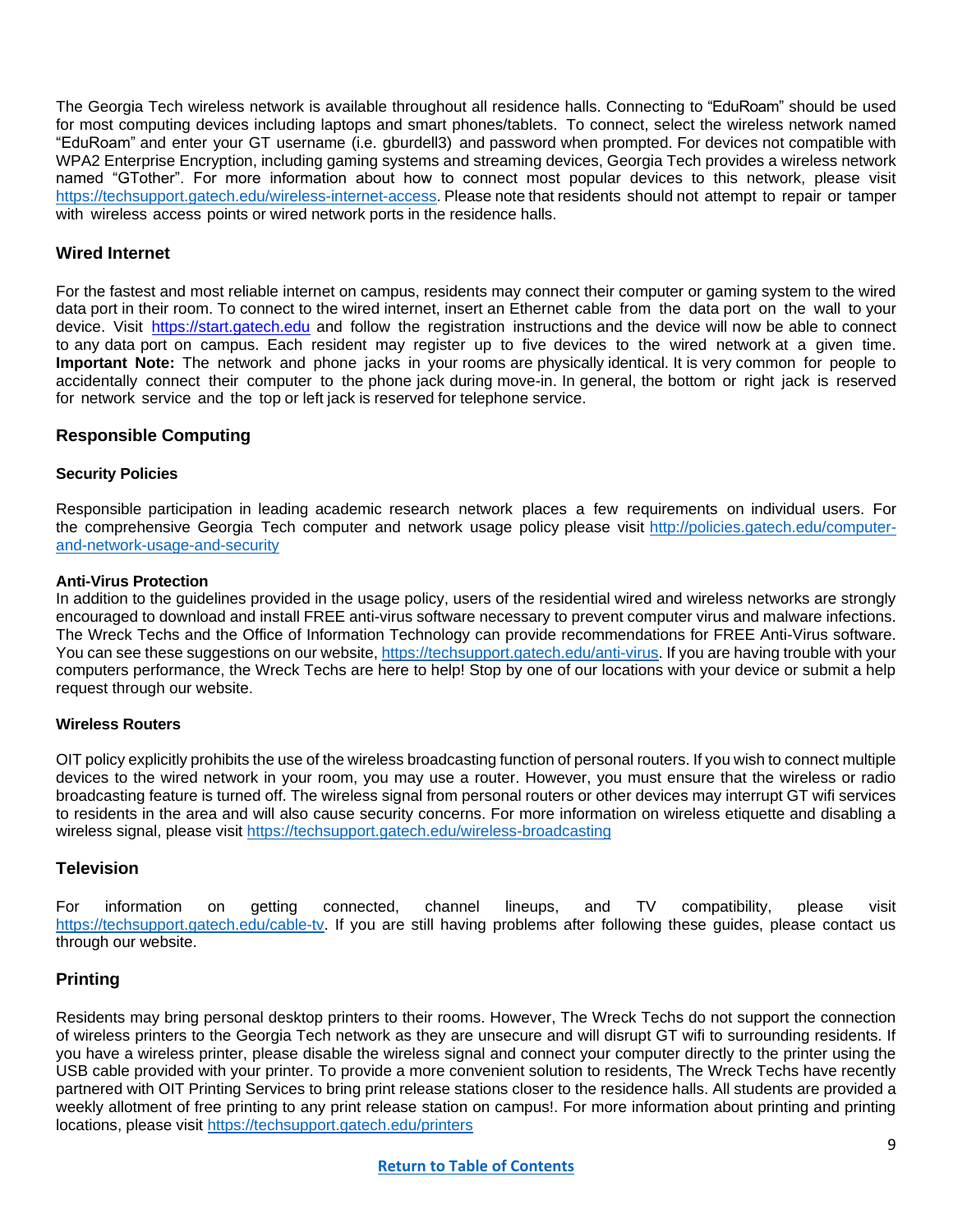The Georgia Tech wireless network is available throughout all residence halls. Connecting to "EduRoam" should be used for most computing devices including laptops and smart phones/tablets. To connect, select the wireless network named "EduRoam" and enter your GT username (i.e. gburdell3) and password when prompted. For devices not compatible with WPA2 Enterprise Encryption, including gaming systems and streaming devices, Georgia Tech provides a wireless network named "GTother". For more information about how to connect most popular devices to this network, please visit https://techsupport.gatech.edu/wireless-internet-access. Please note that residents should not attempt to repair or tamper with wireless access points or wired network ports in the residence halls.

## Wired Internet

For the fastest and most reliable internet on campus, residents may connect their computer or gaming system to the wired data port in their room. To connect to the wired internet, insert an Ethernet cable from the data port on the wall to your device. Visit https://start.gatech.edu and follow the registration instructions and the device will now be able to connect to any data port on campus. Each resident may register up to five devices to the wired network at a given time. **Important Note:** The network and phone jacks in your rooms are physically identical. It is very common for people to accidentally connect their computer to the phone jack during move-in. In general, the bottom or right jack is reserved for network service and the top or left jack is reserved for telephone service.

## Responsible Computing

### Security Policies

Responsible participation in leading academic research network places a few requirements on individual users. For the comprehensive Georgia Tech computer and network usage policy please visit http://policies.gatech.edu/computer-and-network-usage-and-security

### Anti-Virus Protection

In addition to the guidelines provided in the usage policy, users of the residential wired and wireless networks are strongly encouraged to download and install FREE anti-virus software necessary to prevent computer virus and malware infections. The Wreck Techs and the Office of Information Technology can provide recommendations for FREE Anti-Virus software. You can see these suggestions on our website, https://techsupport.gatech.edu/anti-virus. If you are having trouble with your computers performance, the Wreck Techs are here to help! Stop by one of our locations with your device or submit a help request through our website.

### Wireless Routers

OIT policy explicitly prohibits the use of the wireless broadcasting function of personal routers. If you wish to connect multiple devices to the wired network in your room, you may use a router. However, you must ensure that the wireless or radio broadcasting feature is turned off. The wireless signal from personal routers or other devices may interrupt GT wifi services to residents in the area and will also cause security concerns. For more information on wireless etiquette and disabling a wireless signal, please visit https://techsupport.gatech.edu/wireless-broadcasting

## Television

For information on getting connected, channel lineups, and TV compatibility, please visit https://techsupport.gatech.edu/cable-tv. If you are still having problems after following these guides, please contact us through our website.

## Printing

Residents may bring personal desktop printers to their rooms. However, The Wreck Techs do not support the connection of wireless printers to the Georgia Tech network as they are unsecure and will disrupt GT wifi to surrounding residents. If you have a wireless printer, please disable the wireless signal and connect your computer directly to the printer using the USB cable provided with your printer. To provide a more convenient solution to residents, The Wreck Techs have recently partnered with OIT Printing Services to bring print release stations closer to the residence halls. All students are provided a weekly allotment of free printing to any print release station on campus!. For more information about printing and printing locations, please visit https://techsupport.gatech.edu/printers

**Return to Table of Contents**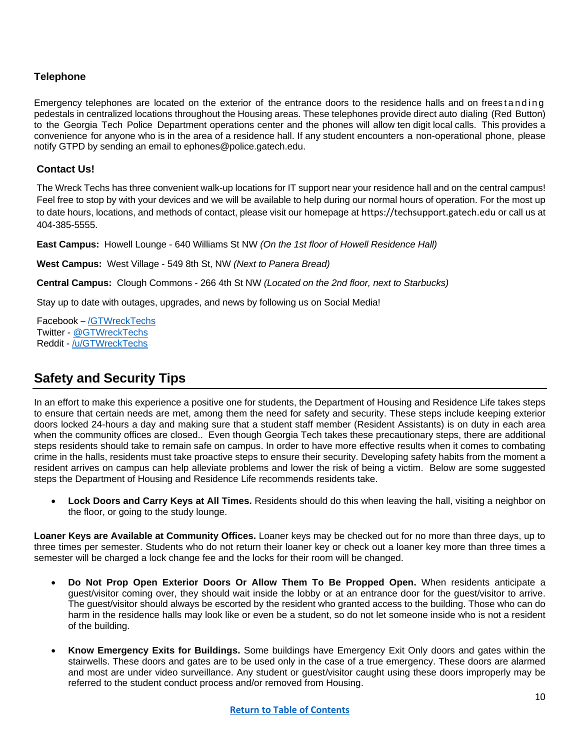### Telephone

Emergency telephones are located on the exterior of the entrance doors to the residence halls and on freestanding pedestals in centralized locations throughout the Housing areas. These telephones provide direct auto dialing (Red Button) to the Georgia Tech Police Department operations center and the phones will allow ten digit local calls. This provides a convenience for anyone who is in the area of a residence hall. If any student encounters a non-operational phone, please notify GTPD by sending an email to ephones@police.gatech.edu.

### Contact Us!

The Wreck Techs has three convenient walk-up locations for IT support near your residence hall and on the central campus! Feel free to stop by with your devices and we will be available to help during our normal hours of operation. For the most up to date hours, locations, and methods of contact, please visit our homepage at https://techsupport.gatech.edu or call us at 404-385-5555.

**East Campus:** Howell Lounge - 640 Williams St NW *(On the 1st floor of Howell Residence Hall)*

**West Campus:** West Village - 549 8th St, NW *(Next to Panera Bread)*

**Central Campus:** Clough Commons - 266 4th St NW *(Located on the 2nd floor, next to Starbucks)*

Stay up to date with outages, upgrades, and news by following us on Social Media!

Facebook – /GTWreckTechs
Twitter - @GTWreckTechs
Reddit - /u/GTWreckTechs

## Safety and Security Tips

In an effort to make this experience a positive one for students, the Department of Housing and Residence Life takes steps to ensure that certain needs are met, among them the need for safety and security. These steps include keeping exterior doors locked 24-hours a day and making sure that a student staff member (Resident Assistants) is on duty in each area when the community offices are closed.. Even though Georgia Tech takes these precautionary steps, there are additional steps residents should take to remain safe on campus. In order to have more effective results when it comes to combating crime in the halls, residents must take proactive steps to ensure their security. Developing safety habits from the moment a resident arrives on campus can help alleviate problems and lower the risk of being a victim. Below are some suggested steps the Department of Housing and Residence Life recommends residents take.

- **Lock Doors and Carry Keys at All Times.** Residents should do this when leaving the hall, visiting a neighbor on the floor, or going to the study lounge.

**Loaner Keys are Available at Community Offices.** Loaner keys may be checked out for no more than three days, up to three times per semester. Students who do not return their loaner key or check out a loaner key more than three times a semester will be charged a lock change fee and the locks for their room will be changed.

- **Do Not Prop Open Exterior Doors Or Allow Them To Be Propped Open.** When residents anticipate a guest/visitor coming over, they should wait inside the lobby or at an entrance door for the guest/visitor to arrive. The guest/visitor should always be escorted by the resident who granted access to the building. Those who can do harm in the residence halls may look like or even be a student, so do not let someone inside who is not a resident of the building.

- **Know Emergency Exits for Buildings.** Some buildings have Emergency Exit Only doors and gates within the stairwells. These doors and gates are to be used only in the case of a true emergency. These doors are alarmed and most are under video surveillance. Any student or guest/visitor caught using these doors improperly may be referred to the student conduct process and/or removed from Housing.

Return to Table of Contents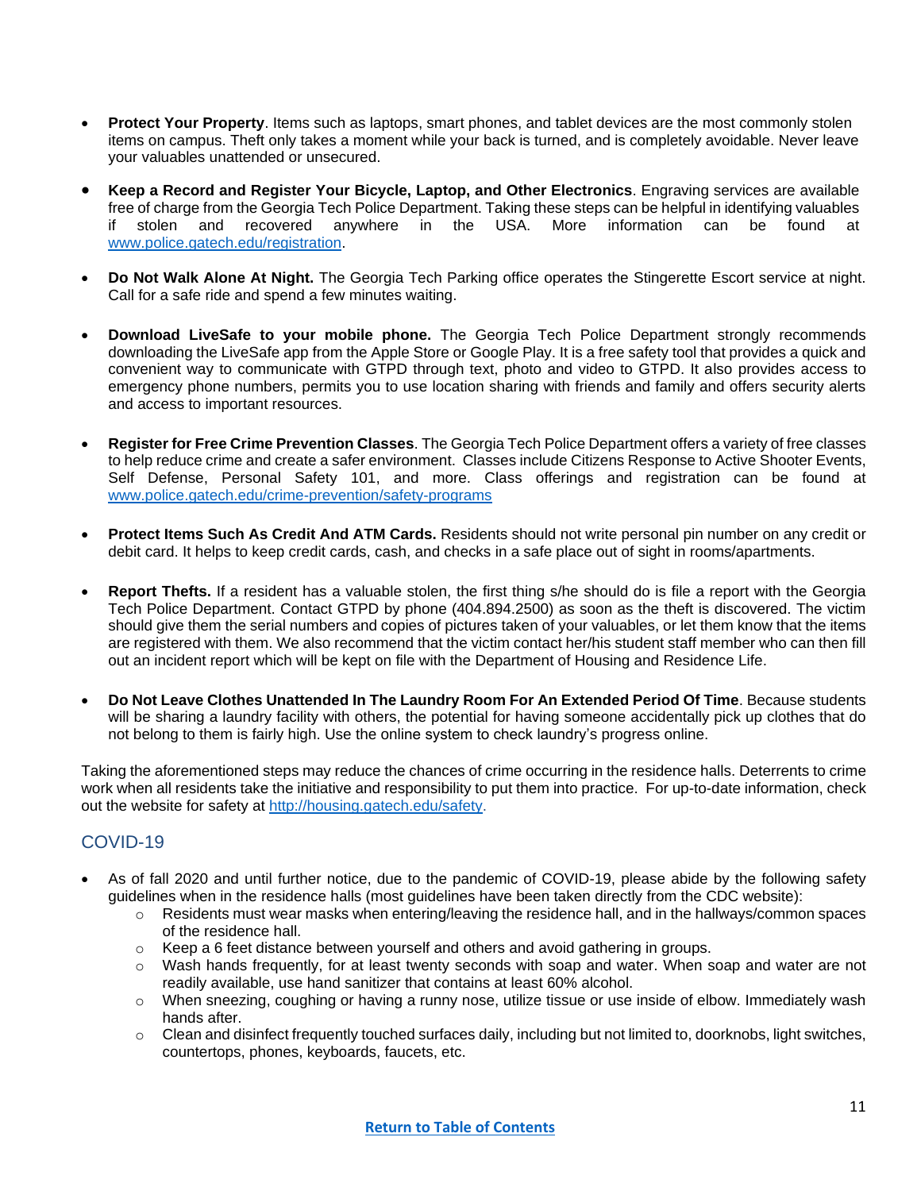- **Protect Your Property**. Items such as laptops, smart phones, and tablet devices are the most commonly stolen items on campus. Theft only takes a moment while your back is turned, and is completely avoidable. Never leave your valuables unattended or unsecured.

- **Keep a Record and Register Your Bicycle, Laptop, and Other Electronics**. Engraving services are available free of charge from the Georgia Tech Police Department. Taking these steps can be helpful in identifying valuables if stolen and recovered anywhere in the USA. More information can be found at [www.police.gatech.edu/registration](www.police.gatech.edu/registration).

- **Do Not Walk Alone At Night.** The Georgia Tech Parking office operates the Stingerette Escort service at night. Call for a safe ride and spend a few minutes waiting.

- **Download LiveSafe to your mobile phone.** The Georgia Tech Police Department strongly recommends downloading the LiveSafe app from the Apple Store or Google Play. It is a free safety tool that provides a quick and convenient way to communicate with GTPD through text, photo and video to GTPD. It also provides access to emergency phone numbers, permits you to use location sharing with friends and family and offers security alerts and access to important resources.

- **Register for Free Crime Prevention Classes**. The Georgia Tech Police Department offers a variety of free classes to help reduce crime and create a safer environment. Classes include Citizens Response to Active Shooter Events, Self Defense, Personal Safety 101, and more. Class offerings and registration can be found at [www.police.gatech.edu/crime-prevention/safety-programs](www.police.gatech.edu/crime-prevention/safety-programs)

- **Protect Items Such As Credit And ATM Cards.** Residents should not write personal pin number on any credit or debit card. It helps to keep credit cards, cash, and checks in a safe place out of sight in rooms/apartments.

- **Report Thefts.** If a resident has a valuable stolen, the first thing s/he should do is file a report with the Georgia Tech Police Department. Contact GTPD by phone (404.894.2500) as soon as the theft is discovered. The victim should give them the serial numbers and copies of pictures taken of your valuables, or let them know that the items are registered with them. We also recommend that the victim contact her/his student staff member who can then fill out an incident report which will be kept on file with the Department of Housing and Residence Life.

- **Do Not Leave Clothes Unattended In The Laundry Room For An Extended Period Of Time**. Because students will be sharing a laundry facility with others, the potential for having someone accidentally pick up clothes that do not belong to them is fairly high. Use the online system to check laundry's progress online.

Taking the aforementioned steps may reduce the chances of crime occurring in the residence halls. Deterrents to crime work when all residents take the initiative and responsibility to put them into practice. For up-to-date information, check out the website for safety at [http://housing.gatech.edu/safety](http://housing.gatech.edu/safety).

## COVID-19

- As of fall 2020 and until further notice, due to the pandemic of COVID-19, please abide by the following safety guidelines when in the residence halls (most guidelines have been taken directly from the CDC website):
    - Residents must wear masks when entering/leaving the residence hall, and in the hallways/common spaces of the residence hall.
    - Keep a 6 feet distance between yourself and others and avoid gathering in groups.
    - Wash hands frequently, for at least twenty seconds with soap and water. When soap and water are not readily available, use hand sanitizer that contains at least 60% alcohol.
    - When sneezing, coughing or having a runny nose, utilize tissue or use inside of elbow. Immediately wash hands after.
    - Clean and disinfect frequently touched surfaces daily, including but not limited to, doorknobs, light switches, countertops, phones, keyboards, faucets, etc.

**Return to Table of Contents**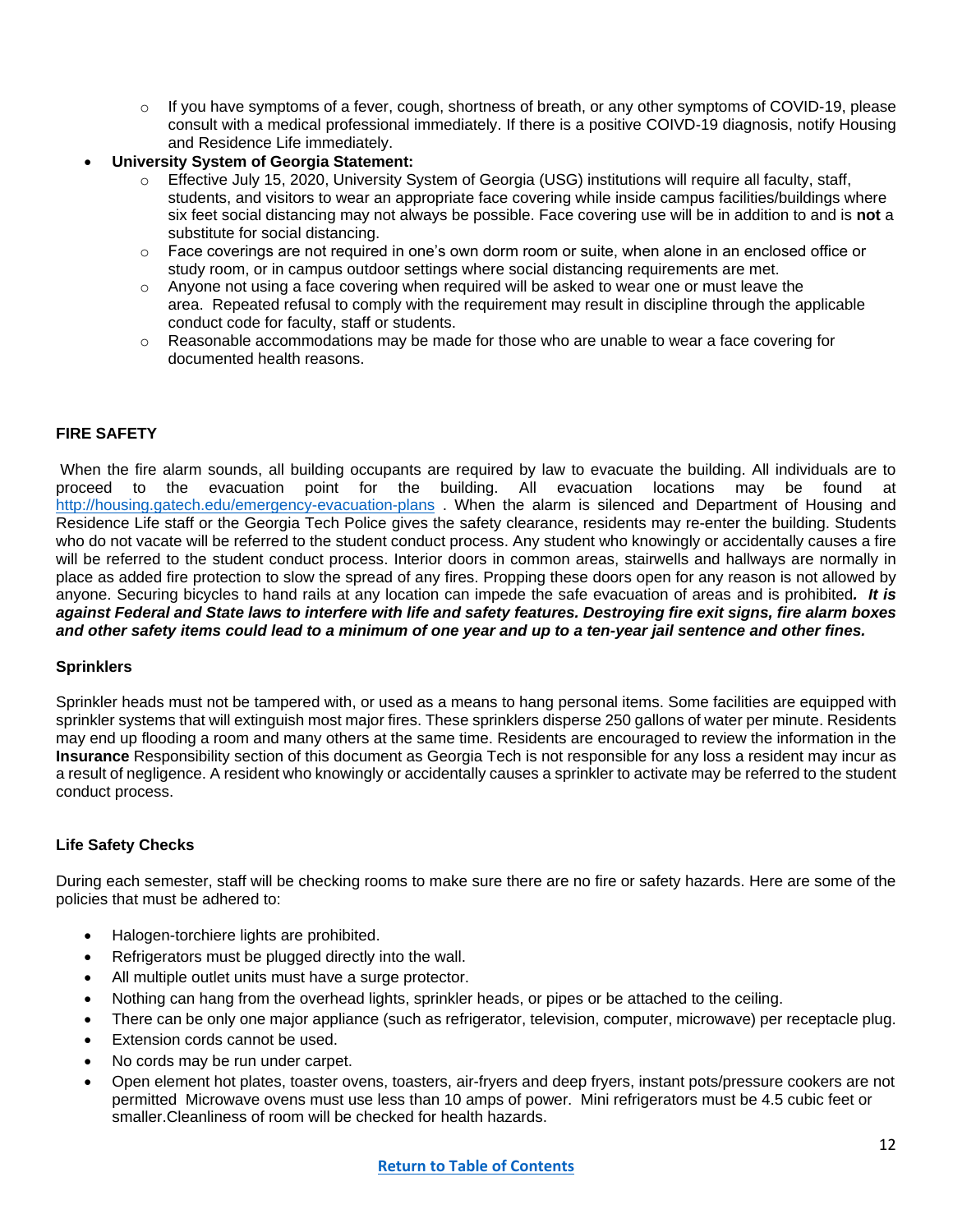- If you have symptoms of a fever, cough, shortness of breath, or any other symptoms of COVID-19, please consult with a medical professional immediately. If there is a positive COIVD-19 diagnosis, notify Housing and Residence Life immediately.

- **University System of Georgia Statement:**
  - Effective July 15, 2020, University System of Georgia (USG) institutions will require all faculty, staff, students, and visitors to wear an appropriate face covering while inside campus facilities/buildings where six feet social distancing may not always be possible. Face covering use will be in addition to and is **not** a substitute for social distancing.
  - Face coverings are not required in one's own dorm room or suite, when alone in an enclosed office or study room, or in campus outdoor settings where social distancing requirements are met.
  - Anyone not using a face covering when required will be asked to wear one or must leave the area. Repeated refusal to comply with the requirement may result in discipline through the applicable conduct code for faculty, staff or students.
  - Reasonable accommodations may be made for those who are unable to wear a face covering for documented health reasons.

## FIRE SAFETY

When the fire alarm sounds, all building occupants are required by law to evacuate the building. All individuals are to proceed to the evacuation point for the building. All evacuation locations may be found at [http://housing.gatech.edu/emergency-evacuation-plans](http://housing.gatech.edu/emergency-evacuation-plans) . When the alarm is silenced and Department of Housing and Residence Life staff or the Georgia Tech Police gives the safety clearance, residents may re-enter the building. Students who do not vacate will be referred to the student conduct process. Any student who knowingly or accidentally causes a fire will be referred to the student conduct process. Interior doors in common areas, stairwells and hallways are normally in place as added fire protection to slow the spread of any fires. Propping these doors open for any reason is not allowed by anyone. Securing bicycles to hand rails at any location can impede the safe evacuation of areas and is prohibited***. It is against Federal and State laws to interfere with life and safety features. Destroying fire exit signs, fire alarm boxes and other safety items could lead to a minimum of one year and up to a ten-year jail sentence and other fines.***

### Sprinklers

Sprinkler heads must not be tampered with, or used as a means to hang personal items. Some facilities are equipped with sprinkler systems that will extinguish most major fires. These sprinklers disperse 250 gallons of water per minute. Residents may end up flooding a room and many others at the same time. Residents are encouraged to review the information in the **Insurance** Responsibility section of this document as Georgia Tech is not responsible for any loss a resident may incur as a result of negligence. A resident who knowingly or accidentally causes a sprinkler to activate may be referred to the student conduct process.

### Life Safety Checks

During each semester, staff will be checking rooms to make sure there are no fire or safety hazards. Here are some of the policies that must be adhered to:

- Halogen-torchiere lights are prohibited.
- Refrigerators must be plugged directly into the wall.
- All multiple outlet units must have a surge protector.
- Nothing can hang from the overhead lights, sprinkler heads, or pipes or be attached to the ceiling.
- There can be only one major appliance (such as refrigerator, television, computer, microwave) per receptacle plug.
- Extension cords cannot be used.
- No cords may be run under carpet.
- Open element hot plates, toaster ovens, toasters, air-fryers and deep fryers, instant pots/pressure cookers are not permitted Microwave ovens must use less than 10 amps of power. Mini refrigerators must be 4.5 cubic feet or smaller.Cleanliness of room will be checked for health hazards.

[Return to Table of Contents]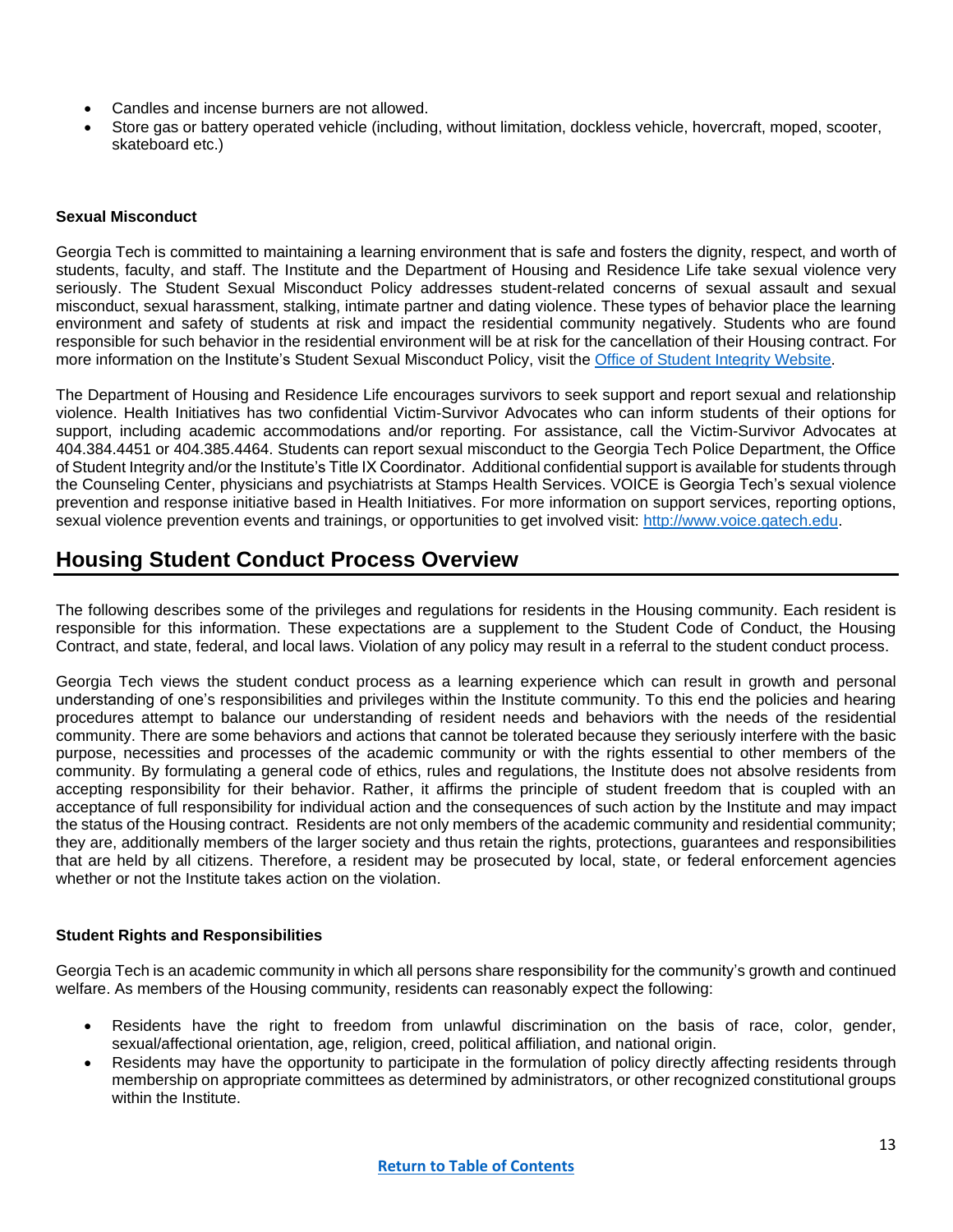- Candles and incense burners are not allowed.
- Store gas or battery operated vehicle (including, without limitation, dockless vehicle, hovercraft, moped, scooter, skateboard etc.)

**Sexual Misconduct**

Georgia Tech is committed to maintaining a learning environment that is safe and fosters the dignity, respect, and worth of students, faculty, and staff. The Institute and the Department of Housing and Residence Life take sexual violence very seriously. The Student Sexual Misconduct Policy addresses student-related concerns of sexual assault and sexual misconduct, sexual harassment, stalking, intimate partner and dating violence. These types of behavior place the learning environment and safety of students at risk and impact the residential community negatively. Students who are found responsible for such behavior in the residential environment will be at risk for the cancellation of their Housing contract. For more information on the Institute's Student Sexual Misconduct Policy, visit the [Office of Student Integrity Website](#).

The Department of Housing and Residence Life encourages survivors to seek support and report sexual and relationship violence. Health Initiatives has two confidential Victim-Survivor Advocates who can inform students of their options for support, including academic accommodations and/or reporting. For assistance, call the Victim-Survivor Advocates at 404.384.4451 or 404.385.4464. Students can report sexual misconduct to the Georgia Tech Police Department, the Office of Student Integrity and/or the Institute's Title IX Coordinator. Additional confidential support is available for students through the Counseling Center, physicians and psychiatrists at Stamps Health Services. VOICE is Georgia Tech's sexual violence prevention and response initiative based in Health Initiatives. For more information on support services, reporting options, sexual violence prevention events and trainings, or opportunities to get involved visit: [http://www.voice.gatech.edu](http://www.voice.gatech.edu).

## Housing Student Conduct Process Overview

The following describes some of the privileges and regulations for residents in the Housing community. Each resident is responsible for this information. These expectations are a supplement to the Student Code of Conduct, the Housing Contract, and state, federal, and local laws. Violation of any policy may result in a referral to the student conduct process.

Georgia Tech views the student conduct process as a learning experience which can result in growth and personal understanding of one's responsibilities and privileges within the Institute community. To this end the policies and hearing procedures attempt to balance our understanding of resident needs and behaviors with the needs of the residential community. There are some behaviors and actions that cannot be tolerated because they seriously interfere with the basic purpose, necessities and processes of the academic community or with the rights essential to other members of the community. By formulating a general code of ethics, rules and regulations, the Institute does not absolve residents from accepting responsibility for their behavior. Rather, it affirms the principle of student freedom that is coupled with an acceptance of full responsibility for individual action and the consequences of such action by the Institute and may impact the status of the Housing contract. Residents are not only members of the academic community and residential community; they are, additionally members of the larger society and thus retain the rights, protections, guarantees and responsibilities that are held by all citizens. Therefore, a resident may be prosecuted by local, state, or federal enforcement agencies whether or not the Institute takes action on the violation.

**Student Rights and Responsibilities**

Georgia Tech is an academic community in which all persons share responsibility for the community's growth and continued welfare. As members of the Housing community, residents can reasonably expect the following:

- Residents have the right to freedom from unlawful discrimination on the basis of race, color, gender, sexual/affectional orientation, age, religion, creed, political affiliation, and national origin.
- Residents may have the opportunity to participate in the formulation of policy directly affecting residents through membership on appropriate committees as determined by administrators, or other recognized constitutional groups within the Institute.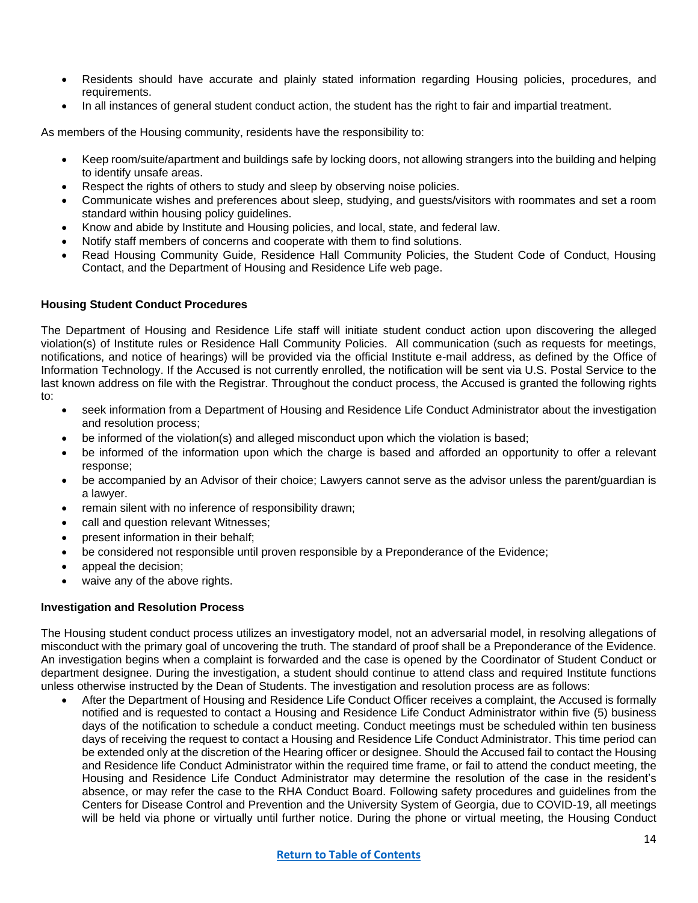- Residents should have accurate and plainly stated information regarding Housing policies, procedures, and requirements.
- In all instances of general student conduct action, the student has the right to fair and impartial treatment.

As members of the Housing community, residents have the responsibility to:

- Keep room/suite/apartment and buildings safe by locking doors, not allowing strangers into the building and helping to identify unsafe areas.
- Respect the rights of others to study and sleep by observing noise policies.
- Communicate wishes and preferences about sleep, studying, and guests/visitors with roommates and set a room standard within housing policy guidelines.
- Know and abide by Institute and Housing policies, and local, state, and federal law.
- Notify staff members of concerns and cooperate with them to find solutions.
- Read Housing Community Guide, Residence Hall Community Policies, the Student Code of Conduct, Housing Contact, and the Department of Housing and Residence Life web page.

**Housing Student Conduct Procedures**

The Department of Housing and Residence Life staff will initiate student conduct action upon discovering the alleged violation(s) of Institute rules or Residence Hall Community Policies. All communication (such as requests for meetings, notifications, and notice of hearings) will be provided via the official Institute e-mail address, as defined by the Office of Information Technology. If the Accused is not currently enrolled, the notification will be sent via U.S. Postal Service to the last known address on file with the Registrar. Throughout the conduct process, the Accused is granted the following rights to:

- seek information from a Department of Housing and Residence Life Conduct Administrator about the investigation and resolution process;
- be informed of the violation(s) and alleged misconduct upon which the violation is based;
- be informed of the information upon which the charge is based and afforded an opportunity to offer a relevant response;
- be accompanied by an Advisor of their choice; Lawyers cannot serve as the advisor unless the parent/guardian is a lawyer.
- remain silent with no inference of responsibility drawn;
- call and question relevant Witnesses;
- present information in their behalf;
- be considered not responsible until proven responsible by a Preponderance of the Evidence;
- appeal the decision;
- waive any of the above rights.

**Investigation and Resolution Process**

The Housing student conduct process utilizes an investigatory model, not an adversarial model, in resolving allegations of misconduct with the primary goal of uncovering the truth. The standard of proof shall be a Preponderance of the Evidence. An investigation begins when a complaint is forwarded and the case is opened by the Coordinator of Student Conduct or department designee. During the investigation, a student should continue to attend class and required Institute functions unless otherwise instructed by the Dean of Students. The investigation and resolution process are as follows:

- After the Department of Housing and Residence Life Conduct Officer receives a complaint, the Accused is formally notified and is requested to contact a Housing and Residence Life Conduct Administrator within five (5) business days of the notification to schedule a conduct meeting. Conduct meetings must be scheduled within ten business days of receiving the request to contact a Housing and Residence Life Conduct Administrator. This time period can be extended only at the discretion of the Hearing officer or designee. Should the Accused fail to contact the Housing and Residence life Conduct Administrator within the required time frame, or fail to attend the conduct meeting, the Housing and Residence Life Conduct Administrator may determine the resolution of the case in the resident's absence, or may refer the case to the RHA Conduct Board. Following safety procedures and guidelines from the Centers for Disease Control and Prevention and the University System of Georgia, due to COVID-19, all meetings will be held via phone or virtually until further notice. During the phone or virtual meeting, the Housing Conduct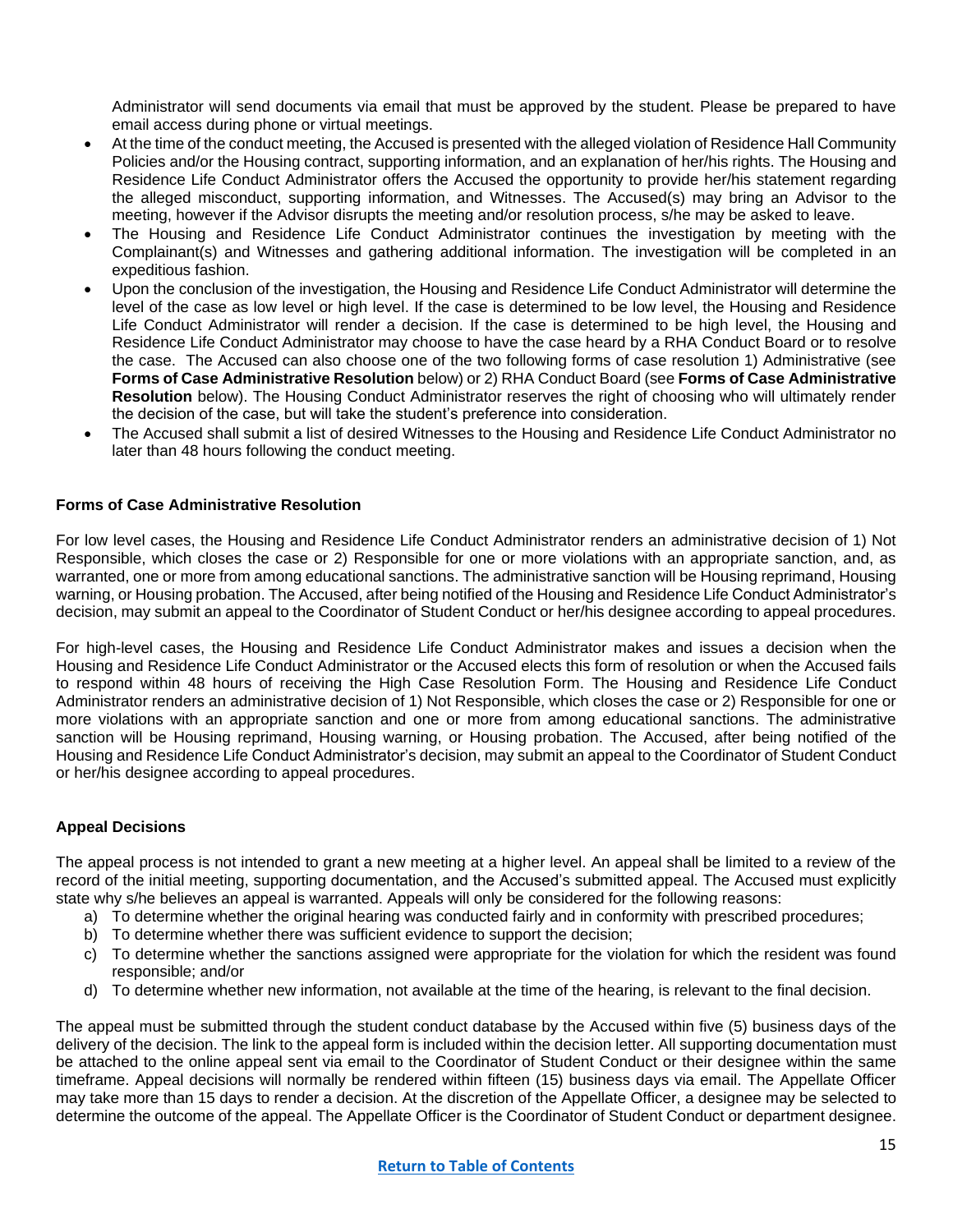Administrator will send documents via email that must be approved by the student. Please be prepared to have email access during phone or virtual meetings.

- At the time of the conduct meeting, the Accused is presented with the alleged violation of Residence Hall Community Policies and/or the Housing contract, supporting information, and an explanation of her/his rights. The Housing and Residence Life Conduct Administrator offers the Accused the opportunity to provide her/his statement regarding the alleged misconduct, supporting information, and Witnesses. The Accused(s) may bring an Advisor to the meeting, however if the Advisor disrupts the meeting and/or resolution process, s/he may be asked to leave.
- The Housing and Residence Life Conduct Administrator continues the investigation by meeting with the Complainant(s) and Witnesses and gathering additional information. The investigation will be completed in an expeditious fashion.
- Upon the conclusion of the investigation, the Housing and Residence Life Conduct Administrator will determine the level of the case as low level or high level. If the case is determined to be low level, the Housing and Residence Life Conduct Administrator will render a decision. If the case is determined to be high level, the Housing and Residence Life Conduct Administrator may choose to have the case heard by a RHA Conduct Board or to resolve the case. The Accused can also choose one of the two following forms of case resolution 1) Administrative (see **Forms of Case Administrative Resolution** below) or 2) RHA Conduct Board (see **Forms of Case Administrative Resolution** below). The Housing Conduct Administrator reserves the right of choosing who will ultimately render the decision of the case, but will take the student's preference into consideration.
- The Accused shall submit a list of desired Witnesses to the Housing and Residence Life Conduct Administrator no later than 48 hours following the conduct meeting.

**Forms of Case Administrative Resolution**

For low level cases, the Housing and Residence Life Conduct Administrator renders an administrative decision of 1) Not Responsible, which closes the case or 2) Responsible for one or more violations with an appropriate sanction, and, as warranted, one or more from among educational sanctions. The administrative sanction will be Housing reprimand, Housing warning, or Housing probation. The Accused, after being notified of the Housing and Residence Life Conduct Administrator's decision, may submit an appeal to the Coordinator of Student Conduct or her/his designee according to appeal procedures.

For high-level cases, the Housing and Residence Life Conduct Administrator makes and issues a decision when the Housing and Residence Life Conduct Administrator or the Accused elects this form of resolution or when the Accused fails to respond within 48 hours of receiving the High Case Resolution Form. The Housing and Residence Life Conduct Administrator renders an administrative decision of 1) Not Responsible, which closes the case or 2) Responsible for one or more violations with an appropriate sanction and one or more from among educational sanctions. The administrative sanction will be Housing reprimand, Housing warning, or Housing probation. The Accused, after being notified of the Housing and Residence Life Conduct Administrator's decision, may submit an appeal to the Coordinator of Student Conduct or her/his designee according to appeal procedures.

**Appeal Decisions**

The appeal process is not intended to grant a new meeting at a higher level. An appeal shall be limited to a review of the record of the initial meeting, supporting documentation, and the Accused's submitted appeal. The Accused must explicitly state why s/he believes an appeal is warranted. Appeals will only be considered for the following reasons:

a) To determine whether the original hearing was conducted fairly and in conformity with prescribed procedures;
b) To determine whether there was sufficient evidence to support the decision;
c) To determine whether the sanctions assigned were appropriate for the violation for which the resident was found responsible; and/or
d) To determine whether new information, not available at the time of the hearing, is relevant to the final decision.

The appeal must be submitted through the student conduct database by the Accused within five (5) business days of the delivery of the decision. The link to the appeal form is included within the decision letter. All supporting documentation must be attached to the online appeal sent via email to the Coordinator of Student Conduct or their designee within the same timeframe. Appeal decisions will normally be rendered within fifteen (15) business days via email. The Appellate Officer may take more than 15 days to render a decision. At the discretion of the Appellate Officer, a designee may be selected to determine the outcome of the appeal. The Appellate Officer is the Coordinator of Student Conduct or department designee.

**Return to Table of Contents**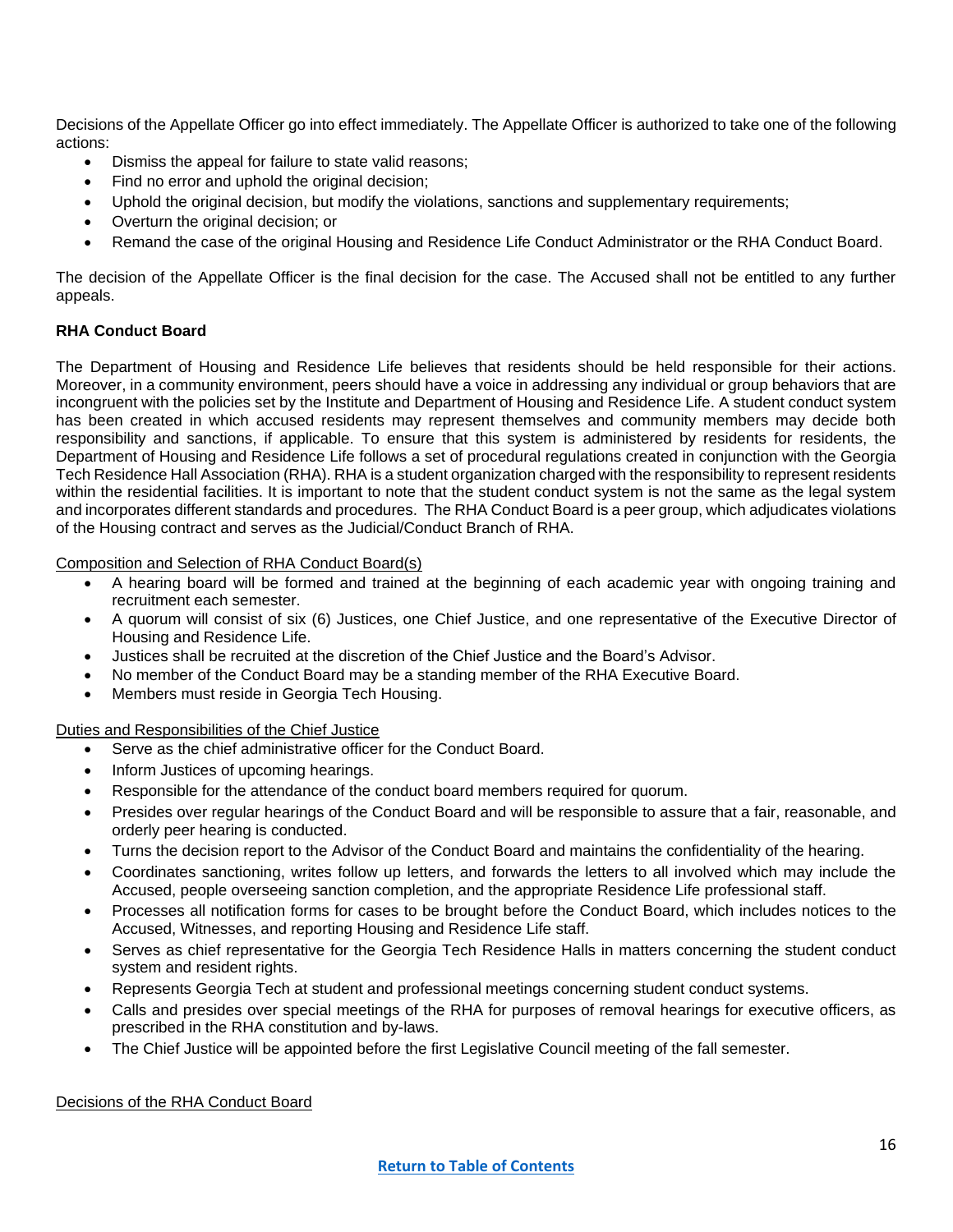Decisions of the Appellate Officer go into effect immediately. The Appellate Officer is authorized to take one of the following actions:

- Dismiss the appeal for failure to state valid reasons;
- Find no error and uphold the original decision;
- Uphold the original decision, but modify the violations, sanctions and supplementary requirements;
- Overturn the original decision; or
- Remand the case of the original Housing and Residence Life Conduct Administrator or the RHA Conduct Board.

The decision of the Appellate Officer is the final decision for the case. The Accused shall not be entitled to any further appeals.

**RHA Conduct Board**

The Department of Housing and Residence Life believes that residents should be held responsible for their actions. Moreover, in a community environment, peers should have a voice in addressing any individual or group behaviors that are incongruent with the policies set by the Institute and Department of Housing and Residence Life. A student conduct system has been created in which accused residents may represent themselves and community members may decide both responsibility and sanctions, if applicable. To ensure that this system is administered by residents for residents, the Department of Housing and Residence Life follows a set of procedural regulations created in conjunction with the Georgia Tech Residence Hall Association (RHA). RHA is a student organization charged with the responsibility to represent residents within the residential facilities. It is important to note that the student conduct system is not the same as the legal system and incorporates different standards and procedures. The RHA Conduct Board is a peer group, which adjudicates violations of the Housing contract and serves as the Judicial/Conduct Branch of RHA.

<u>Composition and Selection of RHA Conduct Board(s)</u>

- A hearing board will be formed and trained at the beginning of each academic year with ongoing training and recruitment each semester.
- A quorum will consist of six (6) Justices, one Chief Justice, and one representative of the Executive Director of Housing and Residence Life.
- Justices shall be recruited at the discretion of the Chief Justice and the Board's Advisor.
- No member of the Conduct Board may be a standing member of the RHA Executive Board.
- Members must reside in Georgia Tech Housing.

<u>Duties and Responsibilities of the Chief Justice</u>

- Serve as the chief administrative officer for the Conduct Board.
- Inform Justices of upcoming hearings.
- Responsible for the attendance of the conduct board members required for quorum.
- Presides over regular hearings of the Conduct Board and will be responsible to assure that a fair, reasonable, and orderly peer hearing is conducted.
- Turns the decision report to the Advisor of the Conduct Board and maintains the confidentiality of the hearing.
- Coordinates sanctioning, writes follow up letters, and forwards the letters to all involved which may include the Accused, people overseeing sanction completion, and the appropriate Residence Life professional staff.
- Processes all notification forms for cases to be brought before the Conduct Board, which includes notices to the Accused, Witnesses, and reporting Housing and Residence Life staff.
- Serves as chief representative for the Georgia Tech Residence Halls in matters concerning the student conduct system and resident rights.
- Represents Georgia Tech at student and professional meetings concerning student conduct systems.
- Calls and presides over special meetings of the RHA for purposes of removal hearings for executive officers, as prescribed in the RHA constitution and by-laws.
- The Chief Justice will be appointed before the first Legislative Council meeting of the fall semester.

<u>Decisions of the RHA Conduct Board</u>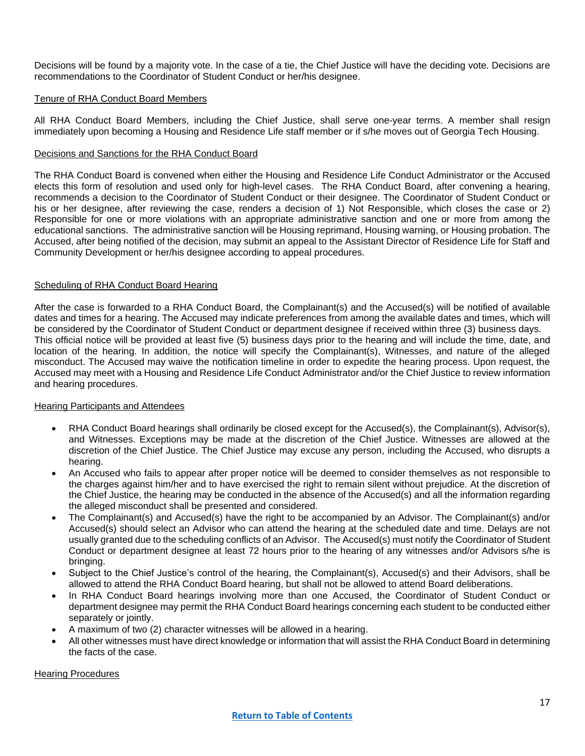Decisions will be found by a majority vote. In the case of a tie, the Chief Justice will have the deciding vote. Decisions are recommendations to the Coordinator of Student Conduct or her/his designee.

### Tenure of RHA Conduct Board Members

All RHA Conduct Board Members, including the Chief Justice, shall serve one-year terms. A member shall resign immediately upon becoming a Housing and Residence Life staff member or if s/he moves out of Georgia Tech Housing.

### Decisions and Sanctions for the RHA Conduct Board

The RHA Conduct Board is convened when either the Housing and Residence Life Conduct Administrator or the Accused elects this form of resolution and used only for high-level cases. The RHA Conduct Board, after convening a hearing, recommends a decision to the Coordinator of Student Conduct or their designee. The Coordinator of Student Conduct or his or her designee, after reviewing the case, renders a decision of 1) Not Responsible, which closes the case or 2) Responsible for one or more violations with an appropriate administrative sanction and one or more from among the educational sanctions. The administrative sanction will be Housing reprimand, Housing warning, or Housing probation. The Accused, after being notified of the decision, may submit an appeal to the Assistant Director of Residence Life for Staff and Community Development or her/his designee according to appeal procedures.

### Scheduling of RHA Conduct Board Hearing

After the case is forwarded to a RHA Conduct Board, the Complainant(s) and the Accused(s) will be notified of available dates and times for a hearing. The Accused may indicate preferences from among the available dates and times, which will be considered by the Coordinator of Student Conduct or department designee if received within three (3) business days. This official notice will be provided at least five (5) business days prior to the hearing and will include the time, date, and location of the hearing. In addition, the notice will specify the Complainant(s), Witnesses, and nature of the alleged misconduct. The Accused may waive the notification timeline in order to expedite the hearing process. Upon request, the Accused may meet with a Housing and Residence Life Conduct Administrator and/or the Chief Justice to review information and hearing procedures.

### Hearing Participants and Attendees

- RHA Conduct Board hearings shall ordinarily be closed except for the Accused(s), the Complainant(s), Advisor(s), and Witnesses. Exceptions may be made at the discretion of the Chief Justice. Witnesses are allowed at the discretion of the Chief Justice. The Chief Justice may excuse any person, including the Accused, who disrupts a hearing.
- An Accused who fails to appear after proper notice will be deemed to consider themselves as not responsible to the charges against him/her and to have exercised the right to remain silent without prejudice. At the discretion of the Chief Justice, the hearing may be conducted in the absence of the Accused(s) and all the information regarding the alleged misconduct shall be presented and considered.
- The Complainant(s) and Accused(s) have the right to be accompanied by an Advisor. The Complainant(s) and/or Accused(s) should select an Advisor who can attend the hearing at the scheduled date and time. Delays are not usually granted due to the scheduling conflicts of an Advisor. The Accused(s) must notify the Coordinator of Student Conduct or department designee at least 72 hours prior to the hearing of any witnesses and/or Advisors s/he is bringing.
- Subject to the Chief Justice's control of the hearing, the Complainant(s), Accused(s) and their Advisors, shall be allowed to attend the RHA Conduct Board hearing, but shall not be allowed to attend Board deliberations.
- In RHA Conduct Board hearings involving more than one Accused, the Coordinator of Student Conduct or department designee may permit the RHA Conduct Board hearings concerning each student to be conducted either separately or jointly.
- A maximum of two (2) character witnesses will be allowed in a hearing.
- All other witnesses must have direct knowledge or information that will assist the RHA Conduct Board in determining the facts of the case.

### Hearing Procedures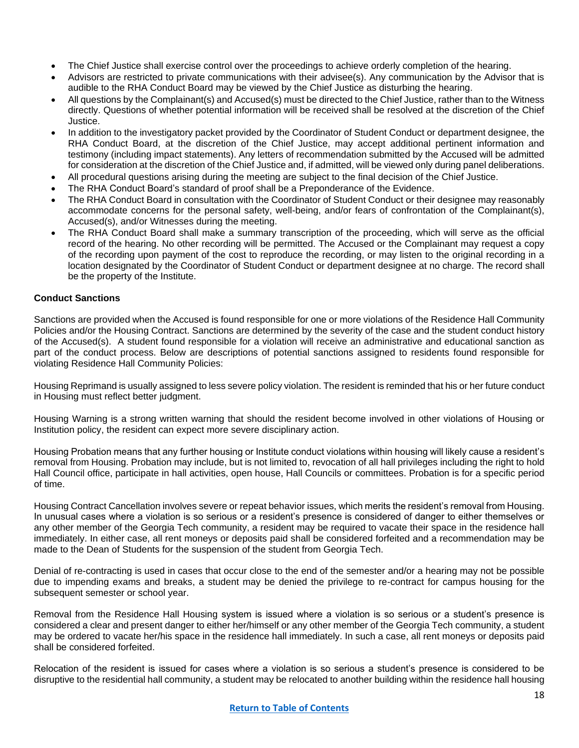- The Chief Justice shall exercise control over the proceedings to achieve orderly completion of the hearing.
- Advisors are restricted to private communications with their advisee(s). Any communication by the Advisor that is audible to the RHA Conduct Board may be viewed by the Chief Justice as disturbing the hearing.
- All questions by the Complainant(s) and Accused(s) must be directed to the Chief Justice, rather than to the Witness directly. Questions of whether potential information will be received shall be resolved at the discretion of the Chief Justice.
- In addition to the investigatory packet provided by the Coordinator of Student Conduct or department designee, the RHA Conduct Board, at the discretion of the Chief Justice, may accept additional pertinent information and testimony (including impact statements). Any letters of recommendation submitted by the Accused will be admitted for consideration at the discretion of the Chief Justice and, if admitted, will be viewed only during panel deliberations.
- All procedural questions arising during the meeting are subject to the final decision of the Chief Justice.
- The RHA Conduct Board's standard of proof shall be a Preponderance of the Evidence.
- The RHA Conduct Board in consultation with the Coordinator of Student Conduct or their designee may reasonably accommodate concerns for the personal safety, well-being, and/or fears of confrontation of the Complainant(s), Accused(s), and/or Witnesses during the meeting.
- The RHA Conduct Board shall make a summary transcription of the proceeding, which will serve as the official record of the hearing. No other recording will be permitted. The Accused or the Complainant may request a copy of the recording upon payment of the cost to reproduce the recording, or may listen to the original recording in a location designated by the Coordinator of Student Conduct or department designee at no charge. The record shall be the property of the Institute.

**Conduct Sanctions**

Sanctions are provided when the Accused is found responsible for one or more violations of the Residence Hall Community Policies and/or the Housing Contract. Sanctions are determined by the severity of the case and the student conduct history of the Accused(s). A student found responsible for a violation will receive an administrative and educational sanction as part of the conduct process. Below are descriptions of potential sanctions assigned to residents found responsible for violating Residence Hall Community Policies:

Housing Reprimand is usually assigned to less severe policy violation. The resident is reminded that his or her future conduct in Housing must reflect better judgment.

Housing Warning is a strong written warning that should the resident become involved in other violations of Housing or Institution policy, the resident can expect more severe disciplinary action.

Housing Probation means that any further housing or Institute conduct violations within housing will likely cause a resident's removal from Housing. Probation may include, but is not limited to, revocation of all hall privileges including the right to hold Hall Council office, participate in hall activities, open house, Hall Councils or committees. Probation is for a specific period of time.

Housing Contract Cancellation involves severe or repeat behavior issues, which merits the resident's removal from Housing. In unusual cases where a violation is so serious or a resident's presence is considered of danger to either themselves or any other member of the Georgia Tech community, a resident may be required to vacate their space in the residence hall immediately. In either case, all rent moneys or deposits paid shall be considered forfeited and a recommendation may be made to the Dean of Students for the suspension of the student from Georgia Tech.

Denial of re-contracting is used in cases that occur close to the end of the semester and/or a hearing may not be possible due to impending exams and breaks, a student may be denied the privilege to re-contract for campus housing for the subsequent semester or school year.

Removal from the Residence Hall Housing system is issued where a violation is so serious or a student's presence is considered a clear and present danger to either her/himself or any other member of the Georgia Tech community, a student may be ordered to vacate her/his space in the residence hall immediately. In such a case, all rent moneys or deposits paid shall be considered forfeited.

Relocation of the resident is issued for cases where a violation is so serious a student's presence is considered to be disruptive to the residential hall community, a student may be relocated to another building within the residence hall housing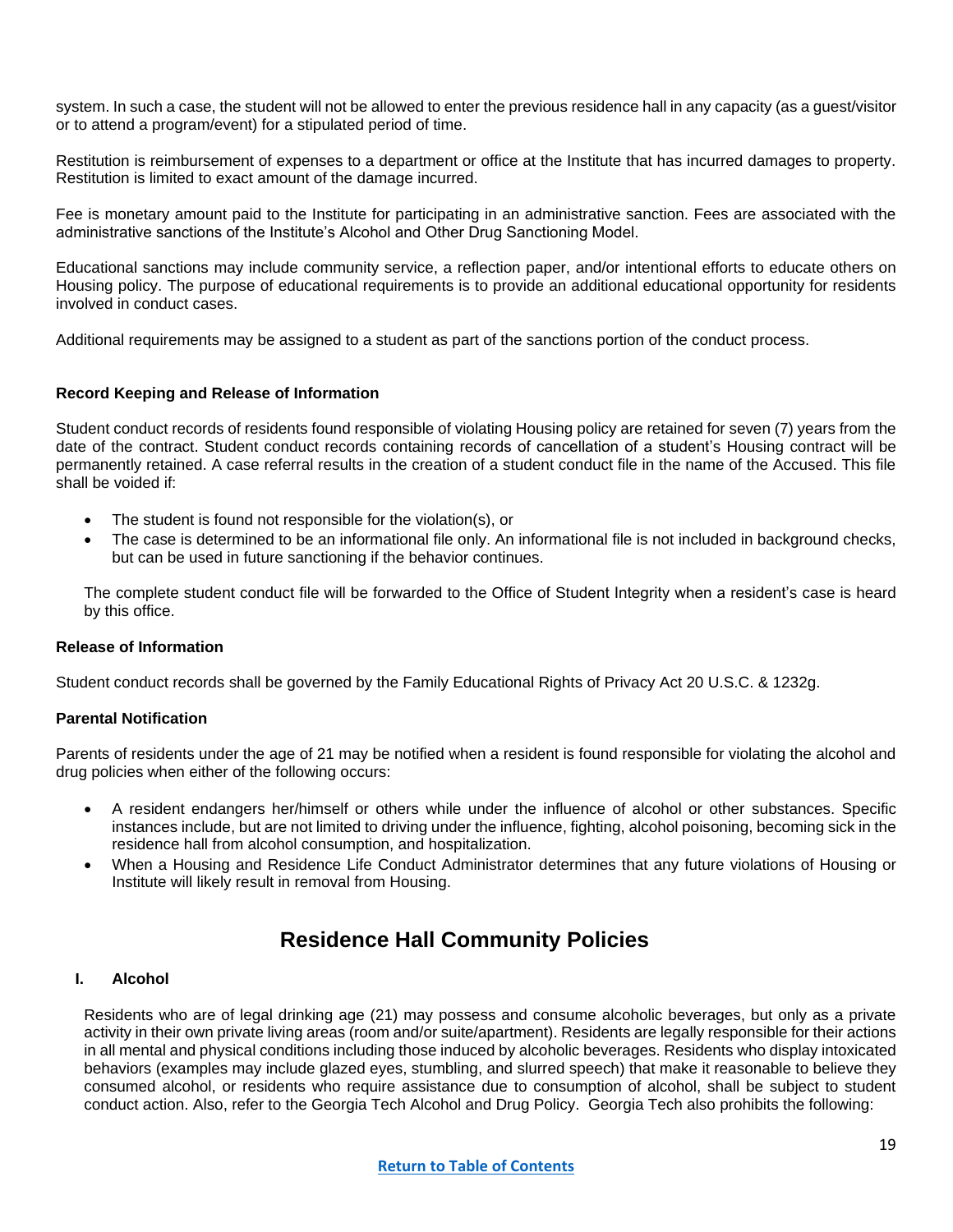system. In such a case, the student will not be allowed to enter the previous residence hall in any capacity (as a guest/visitor or to attend a program/event) for a stipulated period of time.

Restitution is reimbursement of expenses to a department or office at the Institute that has incurred damages to property. Restitution is limited to exact amount of the damage incurred.

Fee is monetary amount paid to the Institute for participating in an administrative sanction. Fees are associated with the administrative sanctions of the Institute's Alcohol and Other Drug Sanctioning Model.

Educational sanctions may include community service, a reflection paper, and/or intentional efforts to educate others on Housing policy. The purpose of educational requirements is to provide an additional educational opportunity for residents involved in conduct cases.

Additional requirements may be assigned to a student as part of the sanctions portion of the conduct process.

**Record Keeping and Release of Information**

Student conduct records of residents found responsible of violating Housing policy are retained for seven (7) years from the date of the contract. Student conduct records containing records of cancellation of a student's Housing contract will be permanently retained. A case referral results in the creation of a student conduct file in the name of the Accused. This file shall be voided if:

- The student is found not responsible for the violation(s), or
- The case is determined to be an informational file only. An informational file is not included in background checks, but can be used in future sanctioning if the behavior continues.

The complete student conduct file will be forwarded to the Office of Student Integrity when a resident's case is heard by this office.

**Release of Information**

Student conduct records shall be governed by the Family Educational Rights of Privacy Act 20 U.S.C. & 1232g.

**Parental Notification**

Parents of residents under the age of 21 may be notified when a resident is found responsible for violating the alcohol and drug policies when either of the following occurs:

- A resident endangers her/himself or others while under the influence of alcohol or other substances. Specific instances include, but are not limited to driving under the influence, fighting, alcohol poisoning, becoming sick in the residence hall from alcohol consumption, and hospitalization.
- When a Housing and Residence Life Conduct Administrator determines that any future violations of Housing or Institute will likely result in removal from Housing.

# Residence Hall Community Policies

**I. Alcohol**

Residents who are of legal drinking age (21) may possess and consume alcoholic beverages, but only as a private activity in their own private living areas (room and/or suite/apartment). Residents are legally responsible for their actions in all mental and physical conditions including those induced by alcoholic beverages. Residents who display intoxicated behaviors (examples may include glazed eyes, stumbling, and slurred speech) that make it reasonable to believe they consumed alcohol, or residents who require assistance due to consumption of alcohol, shall be subject to student conduct action. Also, refer to the Georgia Tech Alcohol and Drug Policy. Georgia Tech also prohibits the following: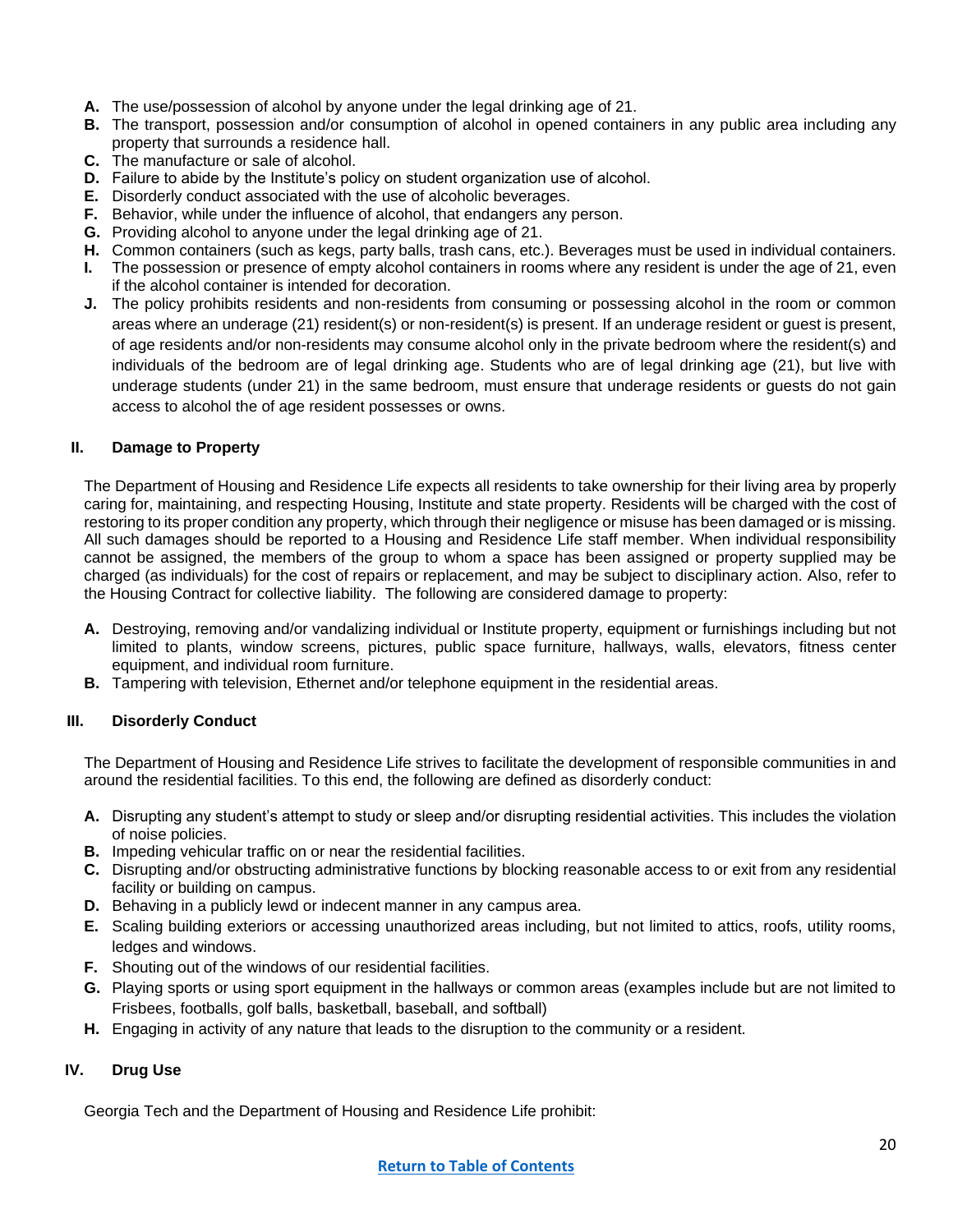**A.** The use/possession of alcohol by anyone under the legal drinking age of 21.

**B.** The transport, possession and/or consumption of alcohol in opened containers in any public area including any property that surrounds a residence hall.

**C.** The manufacture or sale of alcohol.

**D.** Failure to abide by the Institute's policy on student organization use of alcohol.

**E.** Disorderly conduct associated with the use of alcoholic beverages.

**F.** Behavior, while under the influence of alcohol, that endangers any person.

**G.** Providing alcohol to anyone under the legal drinking age of 21.

**H.** Common containers (such as kegs, party balls, trash cans, etc.). Beverages must be used in individual containers.

**I.** The possession or presence of empty alcohol containers in rooms where any resident is under the age of 21, even if the alcohol container is intended for decoration.

**J.** The policy prohibits residents and non-residents from consuming or possessing alcohol in the room or common areas where an underage (21) resident(s) or non-resident(s) is present. If an underage resident or guest is present, of age residents and/or non-residents may consume alcohol only in the private bedroom where the resident(s) and individuals of the bedroom are of legal drinking age. Students who are of legal drinking age (21), but live with underage students (under 21) in the same bedroom, must ensure that underage residents or guests do not gain access to alcohol the of age resident possesses or owns.

## II. Damage to Property

The Department of Housing and Residence Life expects all residents to take ownership for their living area by properly caring for, maintaining, and respecting Housing, Institute and state property. Residents will be charged with the cost of restoring to its proper condition any property, which through their negligence or misuse has been damaged or is missing. All such damages should be reported to a Housing and Residence Life staff member. When individual responsibility cannot be assigned, the members of the group to whom a space has been assigned or property supplied may be charged (as individuals) for the cost of repairs or replacement, and may be subject to disciplinary action. Also, refer to the Housing Contract for collective liability. The following are considered damage to property:

**A.** Destroying, removing and/or vandalizing individual or Institute property, equipment or furnishings including but not limited to plants, window screens, pictures, public space furniture, hallways, walls, elevators, fitness center equipment, and individual room furniture.

**B.** Tampering with television, Ethernet and/or telephone equipment in the residential areas.

## III. Disorderly Conduct

The Department of Housing and Residence Life strives to facilitate the development of responsible communities in and around the residential facilities. To this end, the following are defined as disorderly conduct:

**A.** Disrupting any student's attempt to study or sleep and/or disrupting residential activities. This includes the violation of noise policies.

**B.** Impeding vehicular traffic on or near the residential facilities.

**C.** Disrupting and/or obstructing administrative functions by blocking reasonable access to or exit from any residential facility or building on campus.

**D.** Behaving in a publicly lewd or indecent manner in any campus area.

**E.** Scaling building exteriors or accessing unauthorized areas including, but not limited to attics, roofs, utility rooms, ledges and windows.

**F.** Shouting out of the windows of our residential facilities.

**G.** Playing sports or using sport equipment in the hallways or common areas (examples include but are not limited to Frisbees, footballs, golf balls, basketball, baseball, and softball)

**H.** Engaging in activity of any nature that leads to the disruption to the community or a resident.

## IV. Drug Use

Georgia Tech and the Department of Housing and Residence Life prohibit:

[Return to Table of Contents]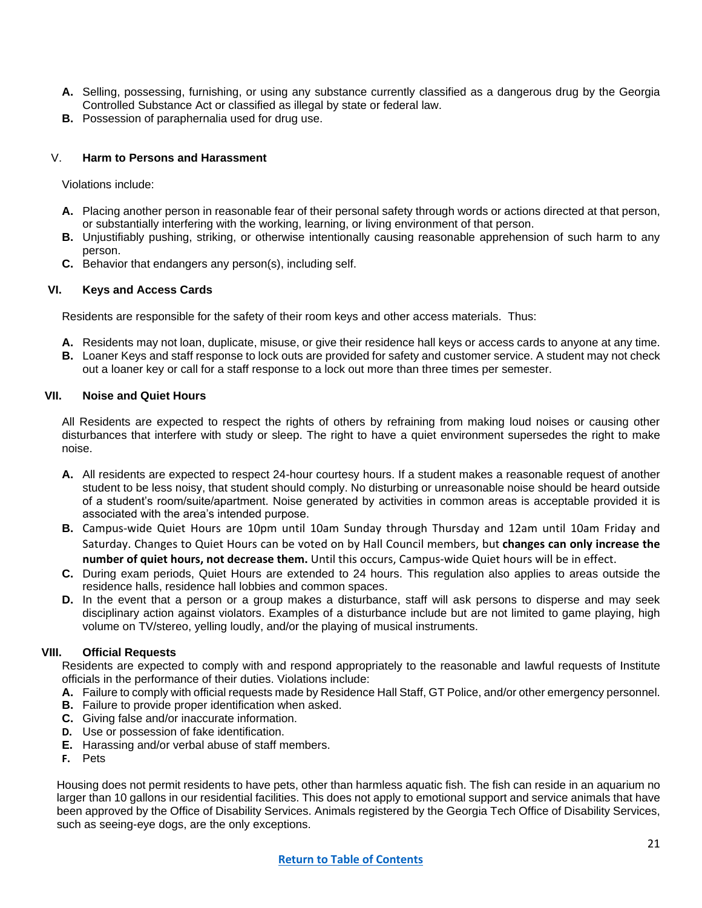**A.** Selling, possessing, furnishing, or using any substance currently classified as a dangerous drug by the Georgia Controlled Substance Act or classified as illegal by state or federal law.

**B.** Possession of paraphernalia used for drug use.

## V. Harm to Persons and Harassment

Violations include:

**A.** Placing another person in reasonable fear of their personal safety through words or actions directed at that person, or substantially interfering with the working, learning, or living environment of that person.

**B.** Unjustifiably pushing, striking, or otherwise intentionally causing reasonable apprehension of such harm to any person.

**C.** Behavior that endangers any person(s), including self.

## VI. Keys and Access Cards

Residents are responsible for the safety of their room keys and other access materials. Thus:

**A.** Residents may not loan, duplicate, misuse, or give their residence hall keys or access cards to anyone at any time.

**B.** Loaner Keys and staff response to lock outs are provided for safety and customer service. A student may not check out a loaner key or call for a staff response to a lock out more than three times per semester.

## VII. Noise and Quiet Hours

All Residents are expected to respect the rights of others by refraining from making loud noises or causing other disturbances that interfere with study or sleep. The right to have a quiet environment supersedes the right to make noise.

**A.** All residents are expected to respect 24-hour courtesy hours. If a student makes a reasonable request of another student to be less noisy, that student should comply. No disturbing or unreasonable noise should be heard outside of a student's room/suite/apartment. Noise generated by activities in common areas is acceptable provided it is associated with the area's intended purpose.

**B.** Campus-wide Quiet Hours are 10pm until 10am Sunday through Thursday and 12am until 10am Friday and Saturday. Changes to Quiet Hours can be voted on by Hall Council members, but **changes can only increase the number of quiet hours, not decrease them.** Until this occurs, Campus-wide Quiet hours will be in effect.

**C.** During exam periods, Quiet Hours are extended to 24 hours. This regulation also applies to areas outside the residence halls, residence hall lobbies and common spaces.

**D.** In the event that a person or a group makes a disturbance, staff will ask persons to disperse and may seek disciplinary action against violators. Examples of a disturbance include but are not limited to game playing, high volume on TV/stereo, yelling loudly, and/or the playing of musical instruments.

## VIII. Official Requests

Residents are expected to comply with and respond appropriately to the reasonable and lawful requests of Institute officials in the performance of their duties. Violations include:

**A.** Failure to comply with official requests made by Residence Hall Staff, GT Police, and/or other emergency personnel.

**B.** Failure to provide proper identification when asked.

**C.** Giving false and/or inaccurate information.

**D.** Use or possession of fake identification.

**E.** Harassing and/or verbal abuse of staff members.

**F.** Pets

Housing does not permit residents to have pets, other than harmless aquatic fish. The fish can reside in an aquarium no larger than 10 gallons in our residential facilities. This does not apply to emotional support and service animals that have been approved by the Office of Disability Services. Animals registered by the Georgia Tech Office of Disability Services, such as seeing-eye dogs, are the only exceptions.

Return to Table of Contents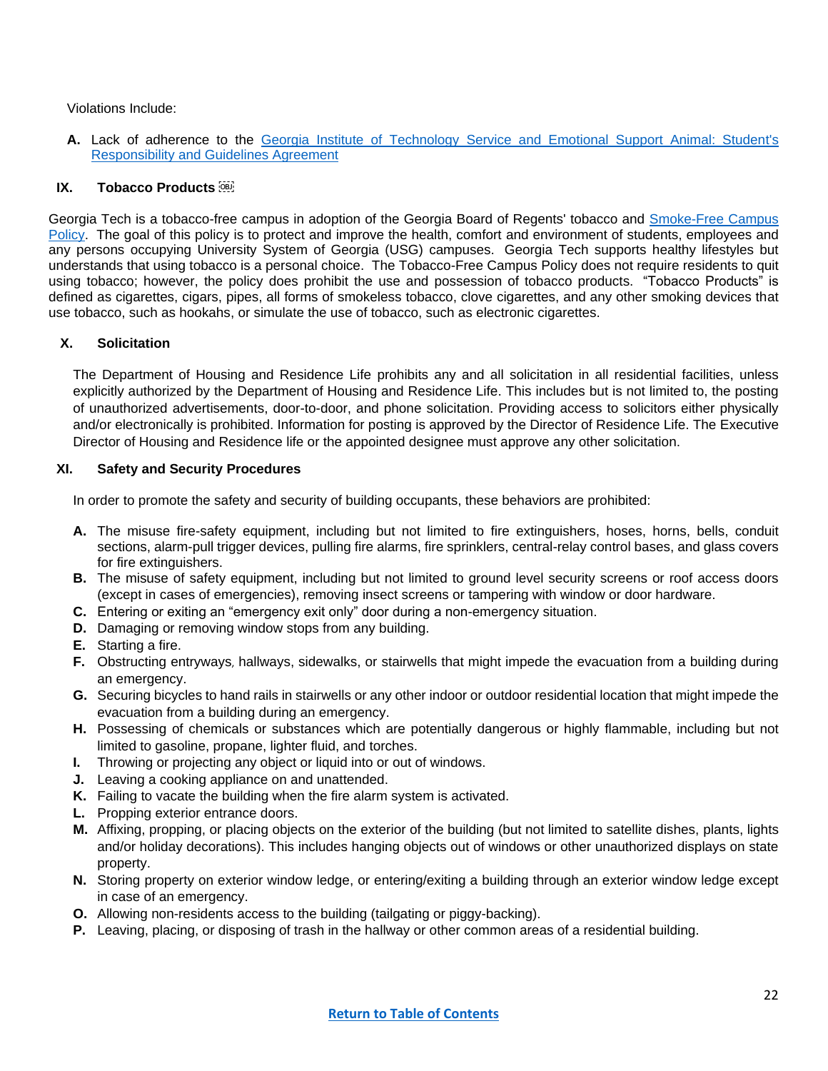Violations Include:

**A.** Lack of adherence to the [Georgia Institute of Technology Service and Emotional Support Animal: Student's Responsibility and Guidelines Agreement]()

## IX. Tobacco Products

Georgia Tech is a tobacco-free campus in adoption of the Georgia Board of Regents' tobacco and [Smoke-Free Campus Policy](). The goal of this policy is to protect and improve the health, comfort and environment of students, employees and any persons occupying University System of Georgia (USG) campuses. Georgia Tech supports healthy lifestyles but understands that using tobacco is a personal choice. The Tobacco-Free Campus Policy does not require residents to quit using tobacco; however, the policy does prohibit the use and possession of tobacco products. "Tobacco Products" is defined as cigarettes, cigars, pipes, all forms of smokeless tobacco, clove cigarettes, and any other smoking devices that use tobacco, such as hookahs, or simulate the use of tobacco, such as electronic cigarettes.

## X. Solicitation

The Department of Housing and Residence Life prohibits any and all solicitation in all residential facilities, unless explicitly authorized by the Department of Housing and Residence Life. This includes but is not limited to, the posting of unauthorized advertisements, door-to-door, and phone solicitation. Providing access to solicitors either physically and/or electronically is prohibited. Information for posting is approved by the Director of Residence Life. The Executive Director of Housing and Residence life or the appointed designee must approve any other solicitation.

## XI. Safety and Security Procedures

In order to promote the safety and security of building occupants, these behaviors are prohibited:

**A.** The misuse fire-safety equipment, including but not limited to fire extinguishers, hoses, horns, bells, conduit sections, alarm-pull trigger devices, pulling fire alarms, fire sprinklers, central-relay control bases, and glass covers for fire extinguishers.
**B.** The misuse of safety equipment, including but not limited to ground level security screens or roof access doors (except in cases of emergencies), removing insect screens or tampering with window or door hardware.
**C.** Entering or exiting an "emergency exit only" door during a non-emergency situation.
**D.** Damaging or removing window stops from any building.
**E.** Starting a fire.
**F.** Obstructing entryways, hallways, sidewalks, or stairwells that might impede the evacuation from a building during an emergency.
**G.** Securing bicycles to hand rails in stairwells or any other indoor or outdoor residential location that might impede the evacuation from a building during an emergency.
**H.** Possessing of chemicals or substances which are potentially dangerous or highly flammable, including but not limited to gasoline, propane, lighter fluid, and torches.
**I.** Throwing or projecting any object or liquid into or out of windows.
**J.** Leaving a cooking appliance on and unattended.
**K.** Failing to vacate the building when the fire alarm system is activated.
**L.** Propping exterior entrance doors.
**M.** Affixing, propping, or placing objects on the exterior of the building (but not limited to satellite dishes, plants, lights and/or holiday decorations). This includes hanging objects out of windows or other unauthorized displays on state property.
**N.** Storing property on exterior window ledge, or entering/exiting a building through an exterior window ledge except in case of an emergency.
**O.** Allowing non-residents access to the building (tailgating or piggy-backing).
**P.** Leaving, placing, or disposing of trash in the hallway or other common areas of a residential building.

[Return to Table of Contents]()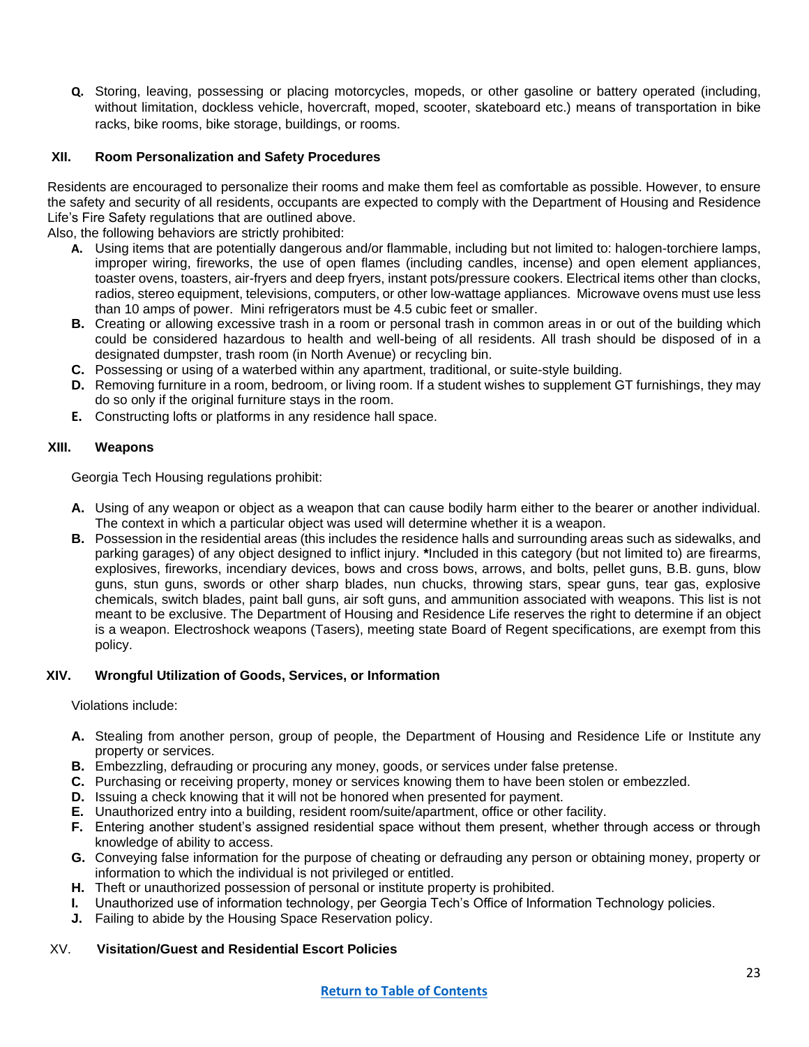**Q.** Storing, leaving, possessing or placing motorcycles, mopeds, or other gasoline or battery operated (including, without limitation, dockless vehicle, hovercraft, moped, scooter, skateboard etc.) means of transportation in bike racks, bike rooms, bike storage, buildings, or rooms.

## XII. Room Personalization and Safety Procedures

Residents are encouraged to personalize their rooms and make them feel as comfortable as possible. However, to ensure the safety and security of all residents, occupants are expected to comply with the Department of Housing and Residence Life's Fire Safety regulations that are outlined above.

Also, the following behaviors are strictly prohibited:

- **A.** Using items that are potentially dangerous and/or flammable, including but not limited to: halogen-torchiere lamps, improper wiring, fireworks, the use of open flames (including candles, incense) and open element appliances, toaster ovens, toasters, air-fryers and deep fryers, instant pots/pressure cookers. Electrical items other than clocks, radios, stereo equipment, televisions, computers, or other low-wattage appliances. Microwave ovens must use less than 10 amps of power. Mini refrigerators must be 4.5 cubic feet or smaller.
- **B.** Creating or allowing excessive trash in a room or personal trash in common areas in or out of the building which could be considered hazardous to health and well-being of all residents. All trash should be disposed of in a designated dumpster, trash room (in North Avenue) or recycling bin.
- **C.** Possessing or using of a waterbed within any apartment, traditional, or suite-style building.
- **D.** Removing furniture in a room, bedroom, or living room. If a student wishes to supplement GT furnishings, they may do so only if the original furniture stays in the room.
- **E.** Constructing lofts or platforms in any residence hall space.

## XIII. Weapons

Georgia Tech Housing regulations prohibit:

- **A.** Using of any weapon or object as a weapon that can cause bodily harm either to the bearer or another individual. The context in which a particular object was used will determine whether it is a weapon.
- **B.** Possession in the residential areas (this includes the residence halls and surrounding areas such as sidewalks, and parking garages) of any object designed to inflict injury. **\***Included in this category (but not limited to) are firearms, explosives, fireworks, incendiary devices, bows and cross bows, arrows, and bolts, pellet guns, B.B. guns, blow guns, stun guns, swords or other sharp blades, nun chucks, throwing stars, spear guns, tear gas, explosive chemicals, switch blades, paint ball guns, air soft guns, and ammunition associated with weapons. This list is not meant to be exclusive. The Department of Housing and Residence Life reserves the right to determine if an object is a weapon. Electroshock weapons (Tasers), meeting state Board of Regent specifications, are exempt from this policy.

## XIV. Wrongful Utilization of Goods, Services, or Information

Violations include:

- **A.** Stealing from another person, group of people, the Department of Housing and Residence Life or Institute any property or services.
- **B.** Embezzling, defrauding or procuring any money, goods, or services under false pretense.
- **C.** Purchasing or receiving property, money or services knowing them to have been stolen or embezzled.
- **D.** Issuing a check knowing that it will not be honored when presented for payment.
- **E.** Unauthorized entry into a building, resident room/suite/apartment, office or other facility.
- **F.** Entering another student's assigned residential space without them present, whether through access or through knowledge of ability to access.
- **G.** Conveying false information for the purpose of cheating or defrauding any person or obtaining money, property or information to which the individual is not privileged or entitled.
- **H.** Theft or unauthorized possession of personal or institute property is prohibited.
- **I.** Unauthorized use of information technology, per Georgia Tech's Office of Information Technology policies.
- **J.** Failing to abide by the Housing Space Reservation policy.

## XV. Visitation/Guest and Residential Escort Policies

[Return to Table of Contents]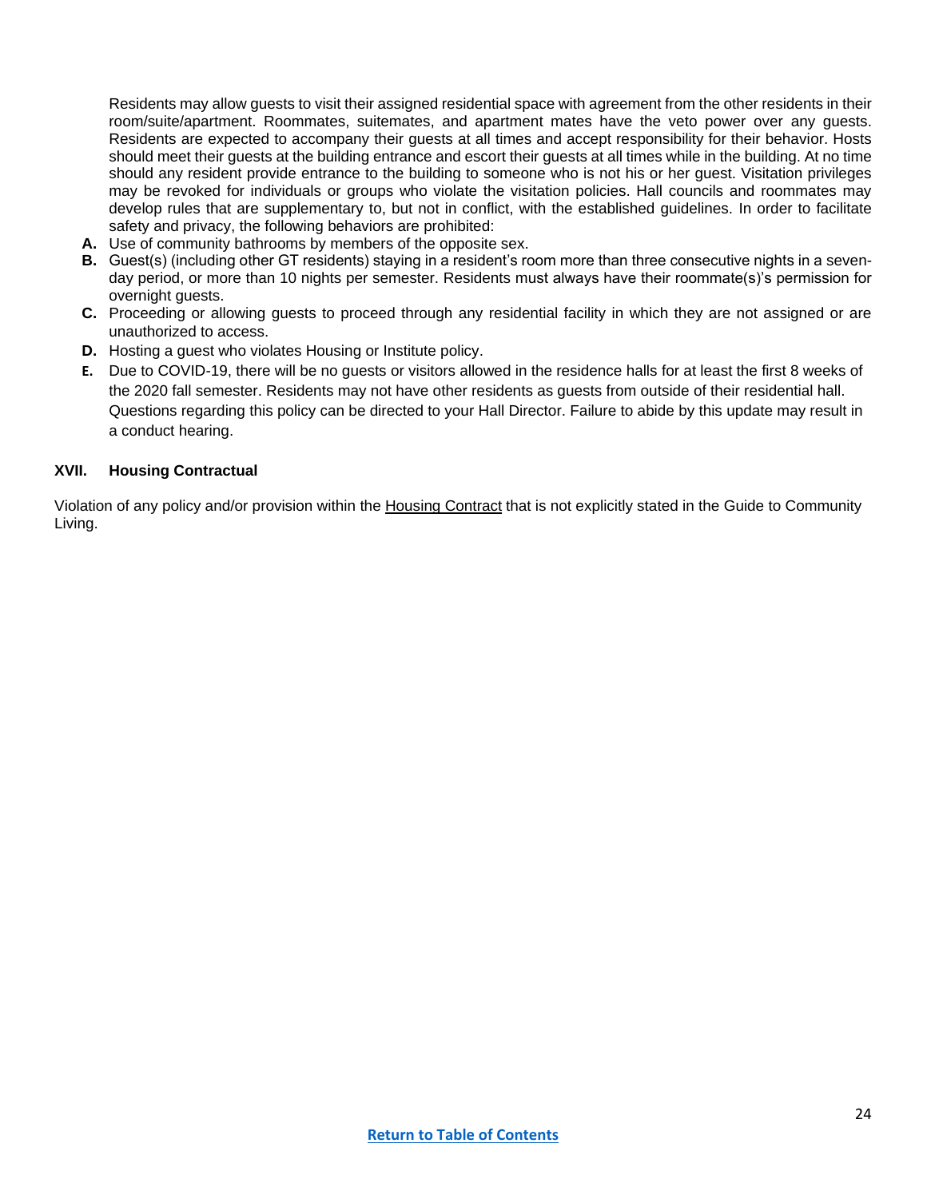Residents may allow guests to visit their assigned residential space with agreement from the other residents in their room/suite/apartment. Roommates, suitemates, and apartment mates have the veto power over any guests. Residents are expected to accompany their guests at all times and accept responsibility for their behavior. Hosts should meet their guests at the building entrance and escort their guests at all times while in the building. At no time should any resident provide entrance to the building to someone who is not his or her guest. Visitation privileges may be revoked for individuals or groups who violate the visitation policies. Hall councils and roommates may develop rules that are supplementary to, but not in conflict, with the established guidelines. In order to facilitate safety and privacy, the following behaviors are prohibited:

- **A.** Use of community bathrooms by members of the opposite sex.
- **B.** Guest(s) (including other GT residents) staying in a resident's room more than three consecutive nights in a seven-day period, or more than 10 nights per semester. Residents must always have their roommate(s)'s permission for overnight guests.
- **C.** Proceeding or allowing guests to proceed through any residential facility in which they are not assigned or are unauthorized to access.
- **D.** Hosting a guest who violates Housing or Institute policy.
- **E.** Due to COVID-19, there will be no guests or visitors allowed in the residence halls for at least the first 8 weeks of the 2020 fall semester. Residents may not have other residents as guests from outside of their residential hall. Questions regarding this policy can be directed to your Hall Director. Failure to abide by this update may result in a conduct hearing.

## XVII. Housing Contractual

Violation of any policy and/or provision within the Housing Contract that is not explicitly stated in the Guide to Community Living.

Return to Table of Contents